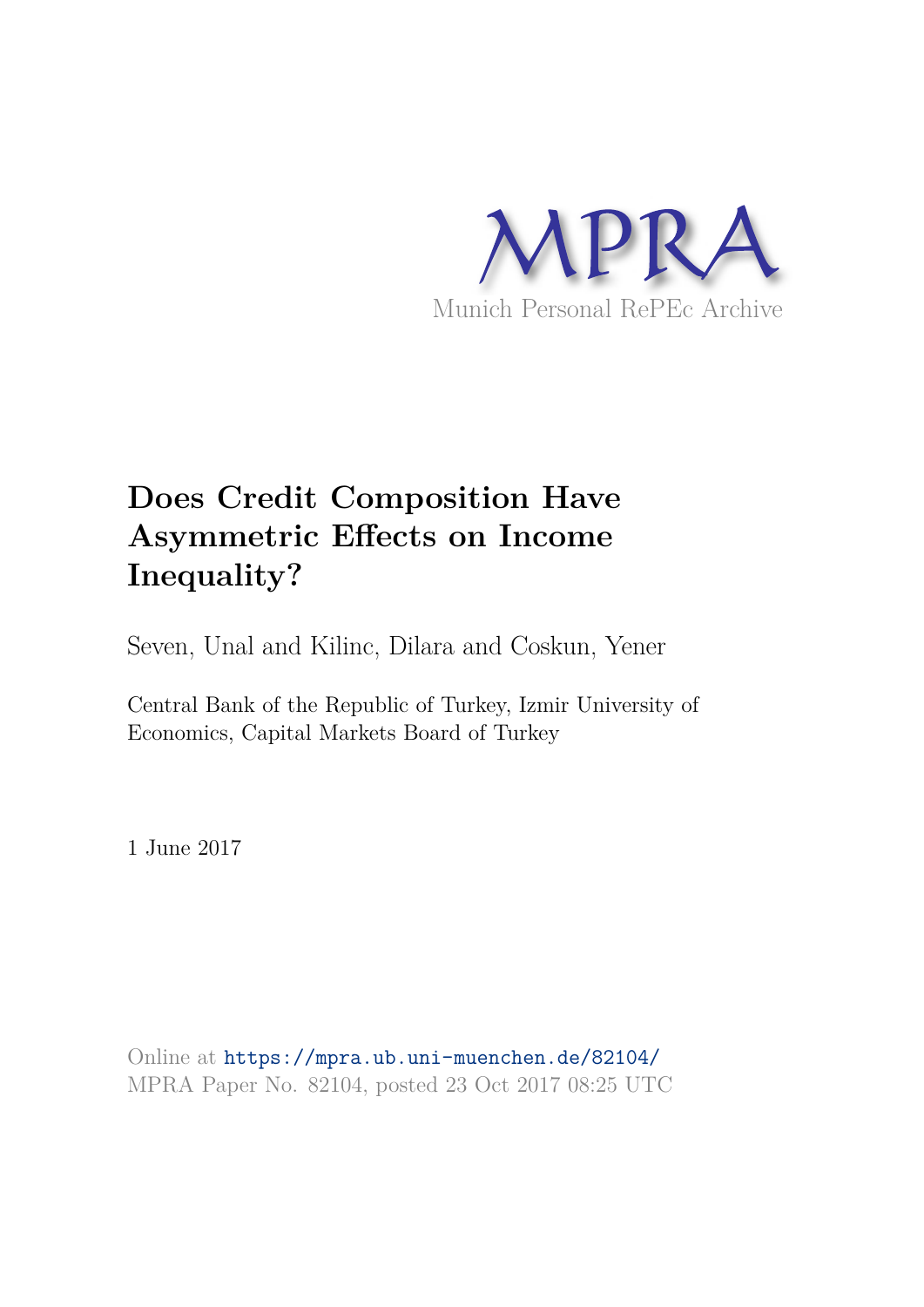# Does Credit Composition Have Asymmetric Effects on Income Inequality?

Seven, Unal and Kilinc, Dilara and Coskun, Yener

Central Bank of the Republic of Turkey, Izmir University of Economics, Capital Markets Board of Turkey

1 June 2017

Online at https://mpra.ub.uni-muenchen.de/82104/
MPRA Paper No. 82104, posted 23 Oct 2017 08:25 UTC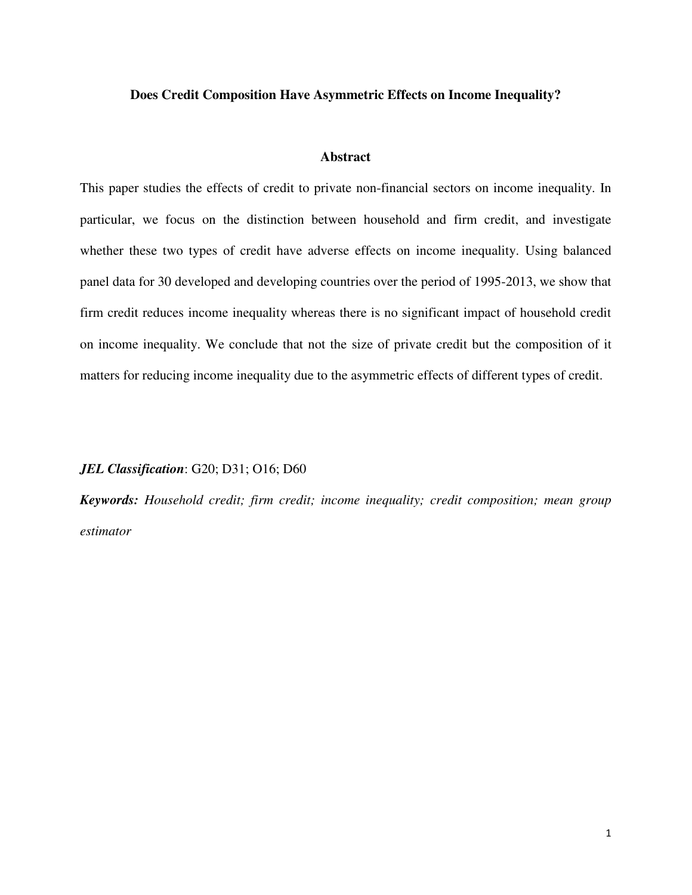**Does Credit Composition Have Asymmetric Effects on Income Inequality?**

## Abstract

This paper studies the effects of credit to private non-financial sectors on income inequality. In particular, we focus on the distinction between household and firm credit, and investigate whether these two types of credit have adverse effects on income inequality. Using balanced panel data for 30 developed and developing countries over the period of 1995-2013, we show that firm credit reduces income inequality whereas there is no significant impact of household credit on income inequality. We conclude that not the size of private credit but the composition of it matters for reducing income inequality due to the asymmetric effects of different types of credit.

***JEL Classification***: G20; D31; O16; D60

***Keywords:*** *Household credit; firm credit; income inequality; credit composition; mean group estimator*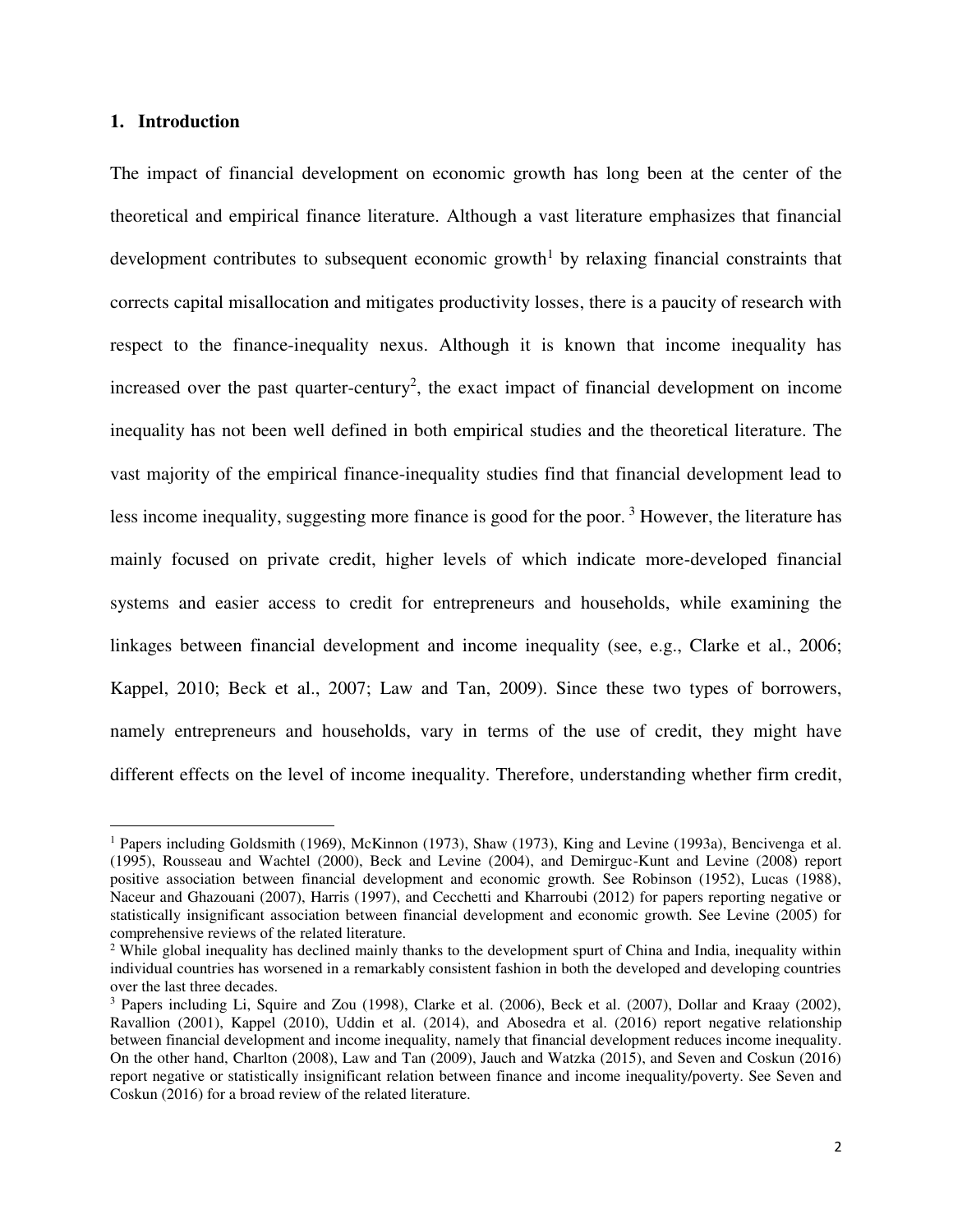## 1. Introduction

The impact of financial development on economic growth has long been at the center of the theoretical and empirical finance literature. Although a vast literature emphasizes that financial development contributes to subsequent economic growth[1] by relaxing financial constraints that corrects capital misallocation and mitigates productivity losses, there is a paucity of research with respect to the finance-inequality nexus. Although it is known that income inequality has increased over the past quarter-century[2], the exact impact of financial development on income inequality has not been well defined in both empirical studies and the theoretical literature. The vast majority of the empirical finance-inequality studies find that financial development lead to less income inequality, suggesting more finance is good for the poor. [3] However, the literature has mainly focused on private credit, higher levels of which indicate more-developed financial systems and easier access to credit for entrepreneurs and households, while examining the linkages between financial development and income inequality (see, e.g., Clarke et al., 2006; Kappel, 2010; Beck et al., 2007; Law and Tan, 2009). Since these two types of borrowers, namely entrepreneurs and households, vary in terms of the use of credit, they might have different effects on the level of income inequality. Therefore, understanding whether firm credit,

---

[1] Papers including Goldsmith (1969), McKinnon (1973), Shaw (1973), King and Levine (1993a), Bencivenga et al. (1995), Rousseau and Wachtel (2000), Beck and Levine (2004), and Demirguc-Kunt and Levine (2008) report positive association between financial development and economic growth. See Robinson (1952), Lucas (1988), Naceur and Ghazouani (2007), Harris (1997), and Cecchetti and Kharroubi (2012) for papers reporting negative or statistically insignificant association between financial development and economic growth. See Levine (2005) for comprehensive reviews of the related literature.

[2] While global inequality has declined mainly thanks to the development spurt of China and India, inequality within individual countries has worsened in a remarkably consistent fashion in both the developed and developing countries over the last three decades.

[3] Papers including Li, Squire and Zou (1998), Clarke et al. (2006), Beck et al. (2007), Dollar and Kraay (2002), Ravallion (2001), Kappel (2010), Uddin et al. (2014), and Abosedra et al. (2016) report negative relationship between financial development and income inequality, namely that financial development reduces income inequality. On the other hand, Charlton (2008), Law and Tan (2009), Jauch and Watzka (2015), and Seven and Coskun (2016) report negative or statistically insignificant relation between finance and income inequality/poverty. See Seven and Coskun (2016) for a broad review of the related literature.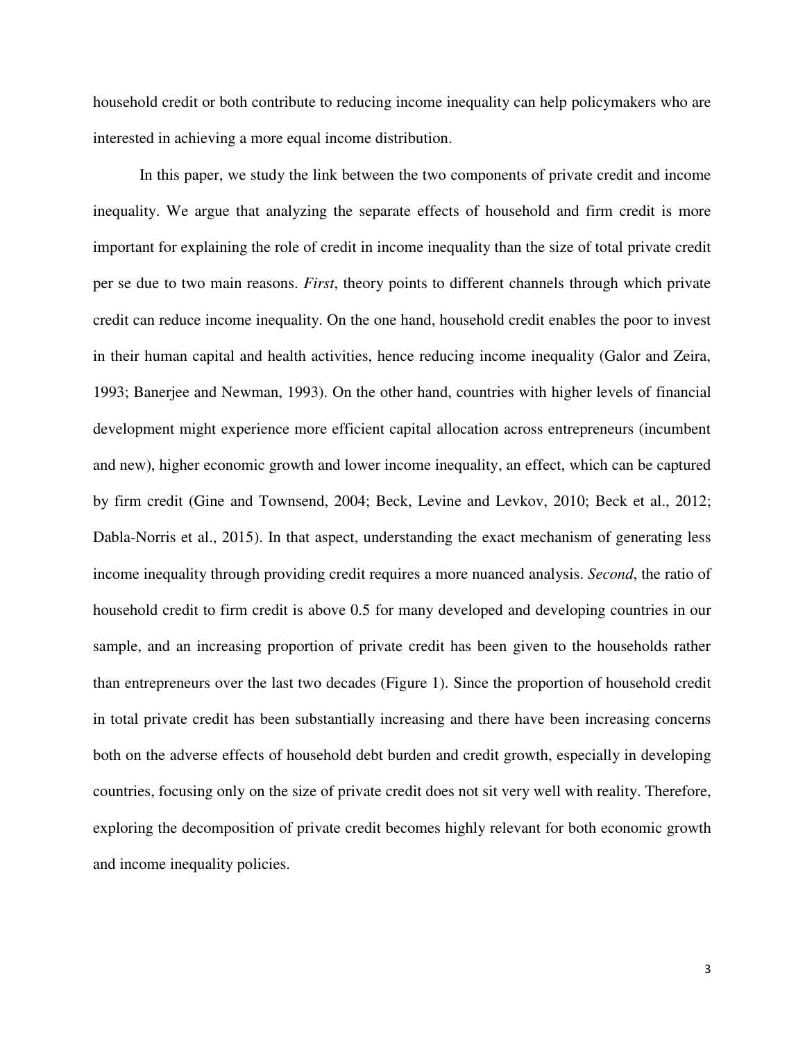household credit or both contribute to reducing income inequality can help policymakers who are interested in achieving a more equal income distribution.

In this paper, we study the link between the two components of private credit and income inequality. We argue that analyzing the separate effects of household and firm credit is more important for explaining the role of credit in income inequality than the size of total private credit per se due to two main reasons. *First*, theory points to different channels through which private credit can reduce income inequality. On the one hand, household credit enables the poor to invest in their human capital and health activities, hence reducing income inequality (Galor and Zeira, 1993; Banerjee and Newman, 1993). On the other hand, countries with higher levels of financial development might experience more efficient capital allocation across entrepreneurs (incumbent and new), higher economic growth and lower income inequality, an effect, which can be captured by firm credit (Gine and Townsend, 2004; Beck, Levine and Levkov, 2010; Beck et al., 2012; Dabla-Norris et al., 2015). In that aspect, understanding the exact mechanism of generating less income inequality through providing credit requires a more nuanced analysis. *Second*, the ratio of household credit to firm credit is above 0.5 for many developed and developing countries in our sample, and an increasing proportion of private credit has been given to the households rather than entrepreneurs over the last two decades (Figure 1). Since the proportion of household credit in total private credit has been substantially increasing and there have been increasing concerns both on the adverse effects of household debt burden and credit growth, especially in developing countries, focusing only on the size of private credit does not sit very well with reality. Therefore, exploring the decomposition of private credit becomes highly relevant for both economic growth and income inequality policies.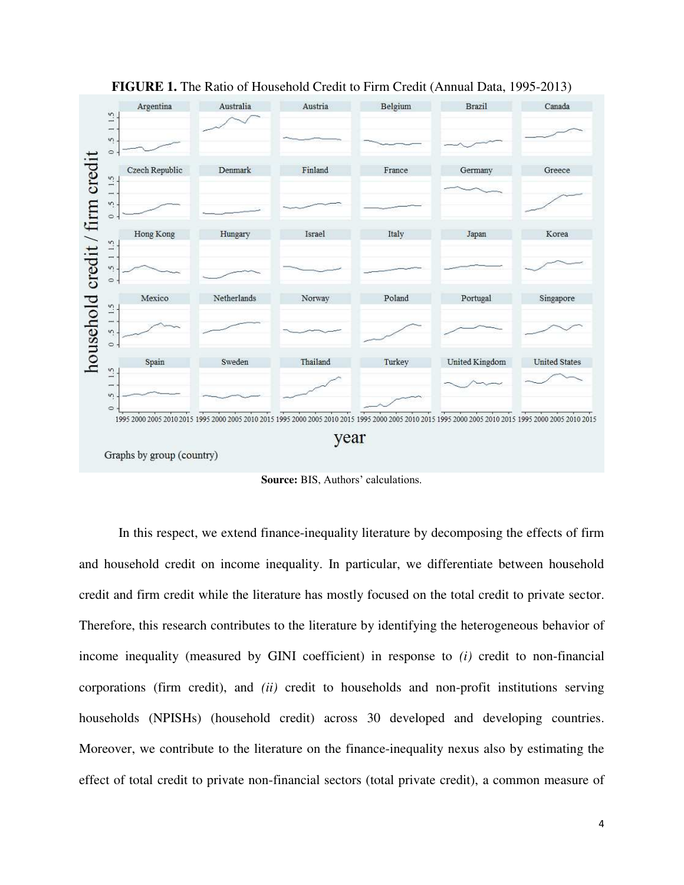**FIGURE 1.** The Ratio of Household Credit to Firm Credit (Annual Data, 1995-2013)

**Source:** BIS, Authors' calculations.

In this respect, we extend finance-inequality literature by decomposing the effects of firm and household credit on income inequality. In particular, we differentiate between household credit and firm credit while the literature has mostly focused on the total credit to private sector. Therefore, this research contributes to the literature by identifying the heterogeneous behavior of income inequality (measured by GINI coefficient) in response to *(i)* credit to non-financial corporations (firm credit), and *(ii)* credit to households and non-profit institutions serving households (NPISHs) (household credit) across 30 developed and developing countries. Moreover, we contribute to the literature on the finance-inequality nexus also by estimating the effect of total credit to private non-financial sectors (total private credit), a common measure of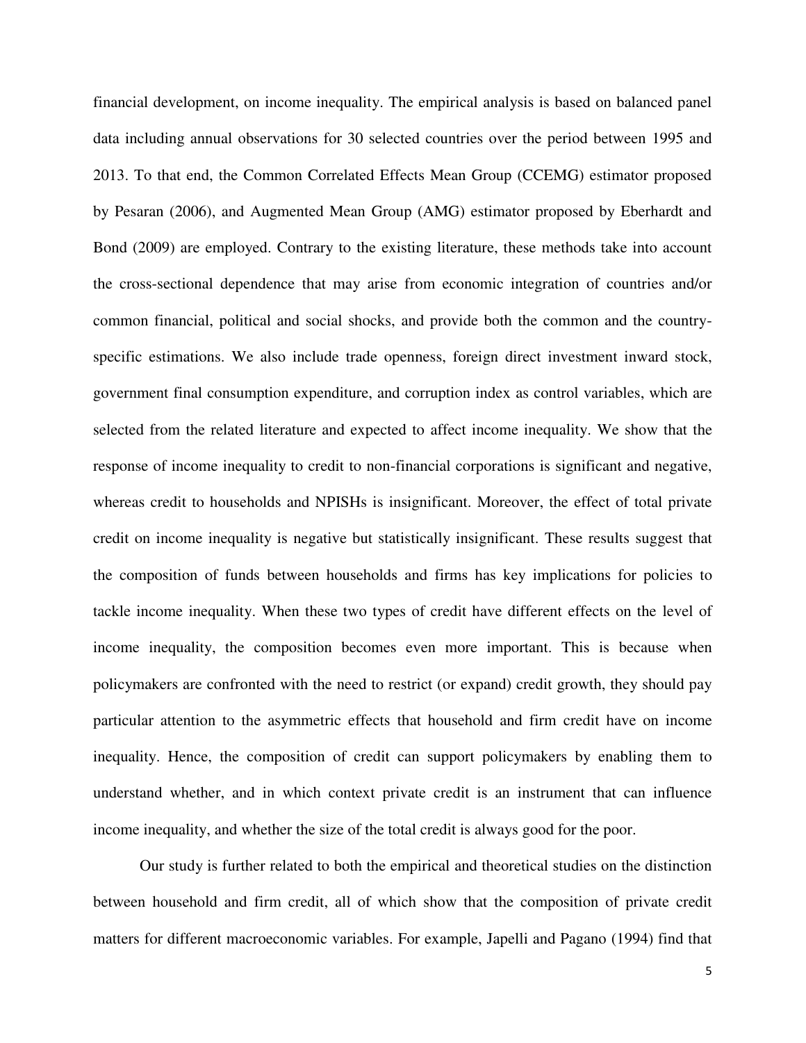financial development, on income inequality. The empirical analysis is based on balanced panel data including annual observations for 30 selected countries over the period between 1995 and 2013. To that end, the Common Correlated Effects Mean Group (CCEMG) estimator proposed by Pesaran (2006), and Augmented Mean Group (AMG) estimator proposed by Eberhardt and Bond (2009) are employed. Contrary to the existing literature, these methods take into account the cross-sectional dependence that may arise from economic integration of countries and/or common financial, political and social shocks, and provide both the common and the country-specific estimations. We also include trade openness, foreign direct investment inward stock, government final consumption expenditure, and corruption index as control variables, which are selected from the related literature and expected to affect income inequality. We show that the response of income inequality to credit to non-financial corporations is significant and negative, whereas credit to households and NPISHs is insignificant. Moreover, the effect of total private credit on income inequality is negative but statistically insignificant. These results suggest that the composition of funds between households and firms has key implications for policies to tackle income inequality. When these two types of credit have different effects on the level of income inequality, the composition becomes even more important. This is because when policymakers are confronted with the need to restrict (or expand) credit growth, they should pay particular attention to the asymmetric effects that household and firm credit have on income inequality. Hence, the composition of credit can support policymakers by enabling them to understand whether, and in which context private credit is an instrument that can influence income inequality, and whether the size of the total credit is always good for the poor.

Our study is further related to both the empirical and theoretical studies on the distinction between household and firm credit, all of which show that the composition of private credit matters for different macroeconomic variables. For example, Japelli and Pagano (1994) find that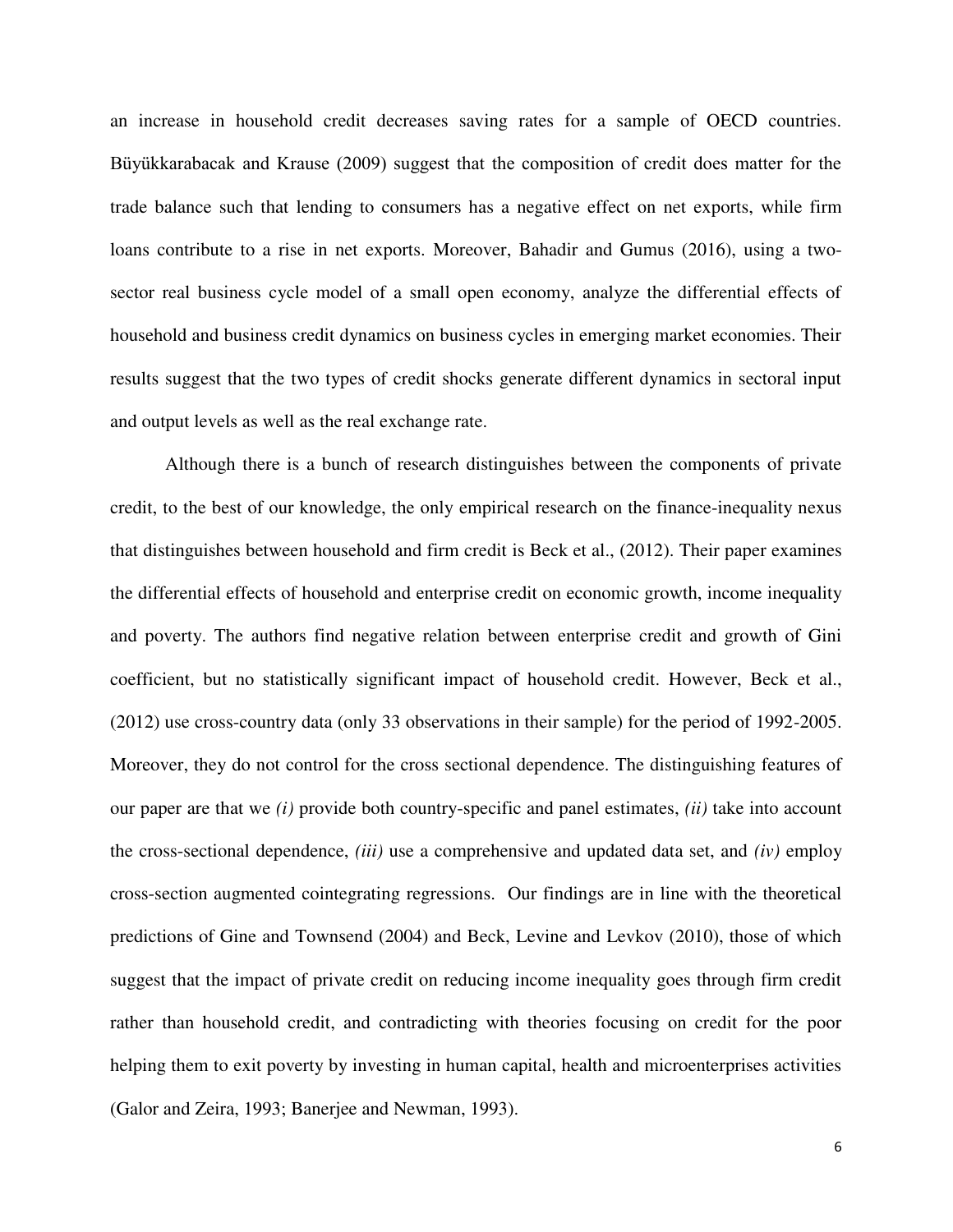an increase in household credit decreases saving rates for a sample of OECD countries. Büyükkarabacak and Krause (2009) suggest that the composition of credit does matter for the trade balance such that lending to consumers has a negative effect on net exports, while firm loans contribute to a rise in net exports. Moreover, Bahadir and Gumus (2016), using a two-sector real business cycle model of a small open economy, analyze the differential effects of household and business credit dynamics on business cycles in emerging market economies. Their results suggest that the two types of credit shocks generate different dynamics in sectoral input and output levels as well as the real exchange rate.

Although there is a bunch of research distinguishes between the components of private credit, to the best of our knowledge, the only empirical research on the finance-inequality nexus that distinguishes between household and firm credit is Beck et al., (2012). Their paper examines the differential effects of household and enterprise credit on economic growth, income inequality and poverty. The authors find negative relation between enterprise credit and growth of Gini coefficient, but no statistically significant impact of household credit. However, Beck et al., (2012) use cross-country data (only 33 observations in their sample) for the period of 1992-2005. Moreover, they do not control for the cross sectional dependence. The distinguishing features of our paper are that we *(i)* provide both country-specific and panel estimates, *(ii)* take into account the cross-sectional dependence, *(iii)* use a comprehensive and updated data set, and *(iv)* employ cross-section augmented cointegrating regressions. Our findings are in line with the theoretical predictions of Gine and Townsend (2004) and Beck, Levine and Levkov (2010), those of which suggest that the impact of private credit on reducing income inequality goes through firm credit rather than household credit, and contradicting with theories focusing on credit for the poor helping them to exit poverty by investing in human capital, health and microenterprises activities (Galor and Zeira, 1993; Banerjee and Newman, 1993).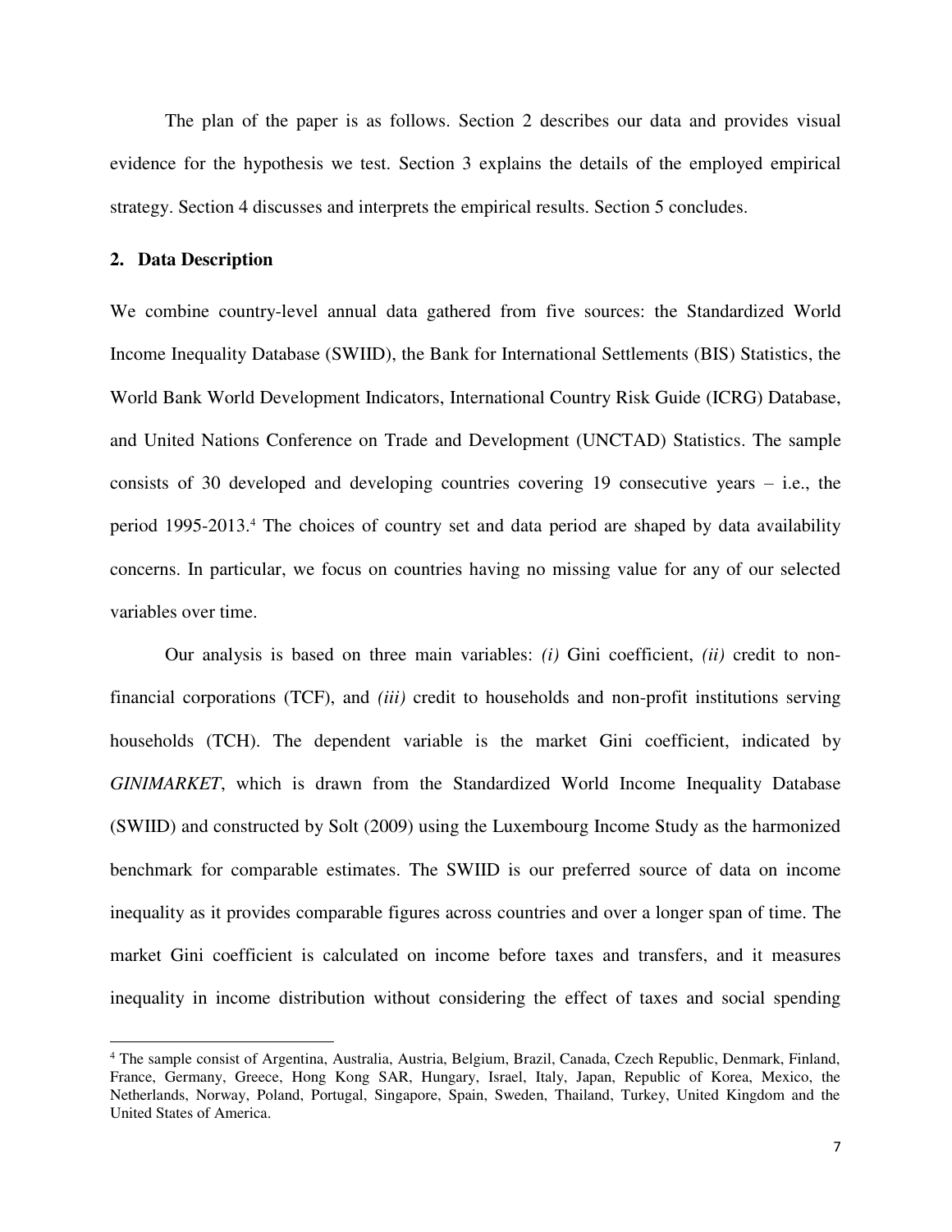The plan of the paper is as follows. Section 2 describes our data and provides visual evidence for the hypothesis we test. Section 3 explains the details of the employed empirical strategy. Section 4 discusses and interprets the empirical results. Section 5 concludes.

## 2. Data Description

We combine country-level annual data gathered from five sources: the Standardized World Income Inequality Database (SWIID), the Bank for International Settlements (BIS) Statistics, the World Bank World Development Indicators, International Country Risk Guide (ICRG) Database, and United Nations Conference on Trade and Development (UNCTAD) Statistics. The sample consists of 30 developed and developing countries covering 19 consecutive years – i.e., the period 1995-2013.[4] The choices of country set and data period are shaped by data availability concerns. In particular, we focus on countries having no missing value for any of our selected variables over time.

Our analysis is based on three main variables: *(i)* Gini coefficient, *(ii)* credit to non-financial corporations (TCF), and *(iii)* credit to households and non-profit institutions serving households (TCH). The dependent variable is the market Gini coefficient, indicated by *GINIMARKET*, which is drawn from the Standardized World Income Inequality Database (SWIID) and constructed by Solt (2009) using the Luxembourg Income Study as the harmonized benchmark for comparable estimates. The SWIID is our preferred source of data on income inequality as it provides comparable figures across countries and over a longer span of time. The market Gini coefficient is calculated on income before taxes and transfers, and it measures inequality in income distribution without considering the effect of taxes and social spending

[4] The sample consist of Argentina, Australia, Austria, Belgium, Brazil, Canada, Czech Republic, Denmark, Finland, France, Germany, Greece, Hong Kong SAR, Hungary, Israel, Italy, Japan, Republic of Korea, Mexico, the Netherlands, Norway, Poland, Portugal, Singapore, Spain, Sweden, Thailand, Turkey, United Kingdom and the United States of America.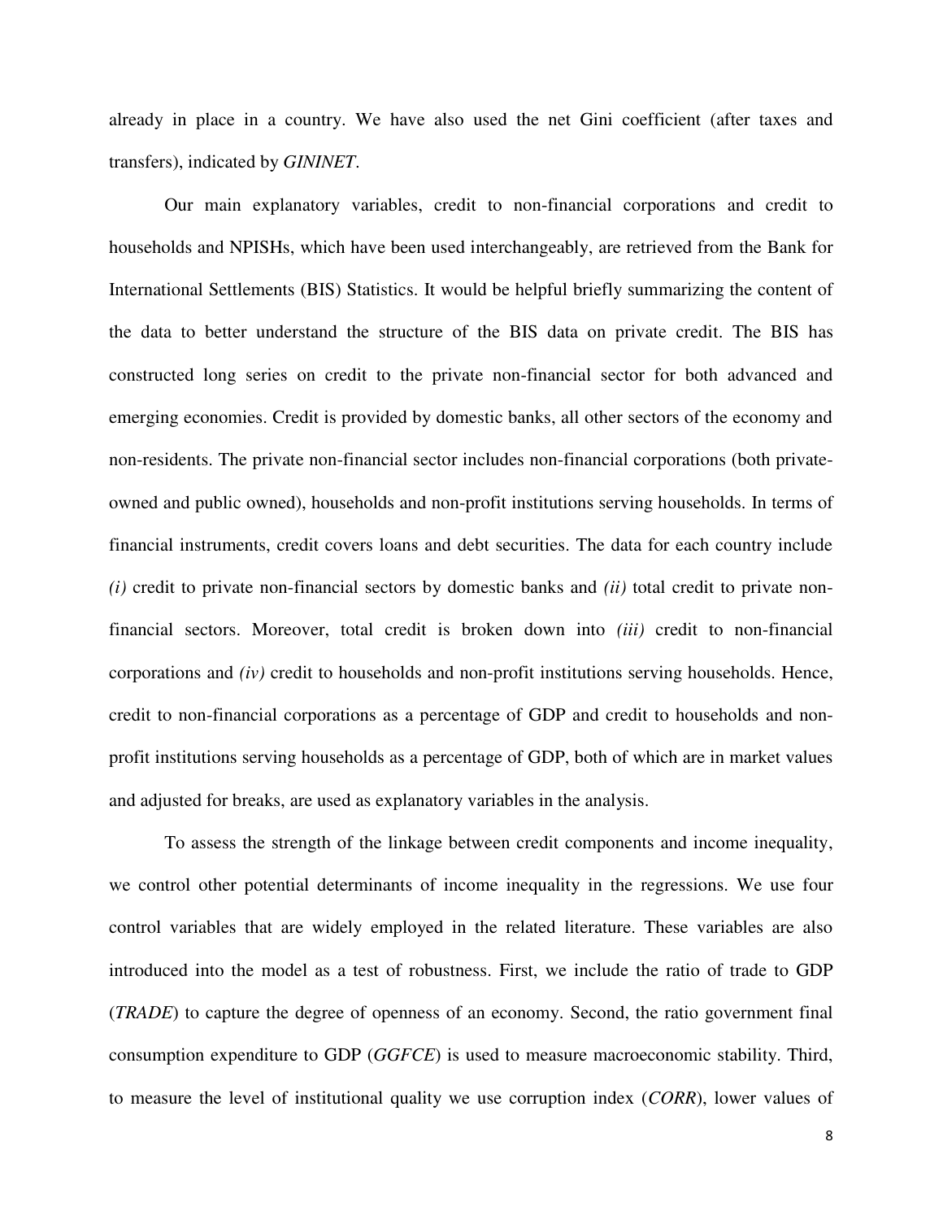already in place in a country. We have also used the net Gini coefficient (after taxes and transfers), indicated by *GININET*.

Our main explanatory variables, credit to non-financial corporations and credit to households and NPISHs, which have been used interchangeably, are retrieved from the Bank for International Settlements (BIS) Statistics. It would be helpful briefly summarizing the content of the data to better understand the structure of the BIS data on private credit. The BIS has constructed long series on credit to the private non-financial sector for both advanced and emerging economies. Credit is provided by domestic banks, all other sectors of the economy and non-residents. The private non-financial sector includes non-financial corporations (both private-owned and public owned), households and non-profit institutions serving households. In terms of financial instruments, credit covers loans and debt securities. The data for each country include *(i)* credit to private non-financial sectors by domestic banks and *(ii)* total credit to private non-financial sectors. Moreover, total credit is broken down into *(iii)* credit to non-financial corporations and *(iv)* credit to households and non-profit institutions serving households. Hence, credit to non-financial corporations as a percentage of GDP and credit to households and non-profit institutions serving households as a percentage of GDP, both of which are in market values and adjusted for breaks, are used as explanatory variables in the analysis.

To assess the strength of the linkage between credit components and income inequality, we control other potential determinants of income inequality in the regressions. We use four control variables that are widely employed in the related literature. These variables are also introduced into the model as a test of robustness. First, we include the ratio of trade to GDP (*TRADE*) to capture the degree of openness of an economy. Second, the ratio government final consumption expenditure to GDP (*GGFCE*) is used to measure macroeconomic stability. Third, to measure the level of institutional quality we use corruption index (*CORR*), lower values of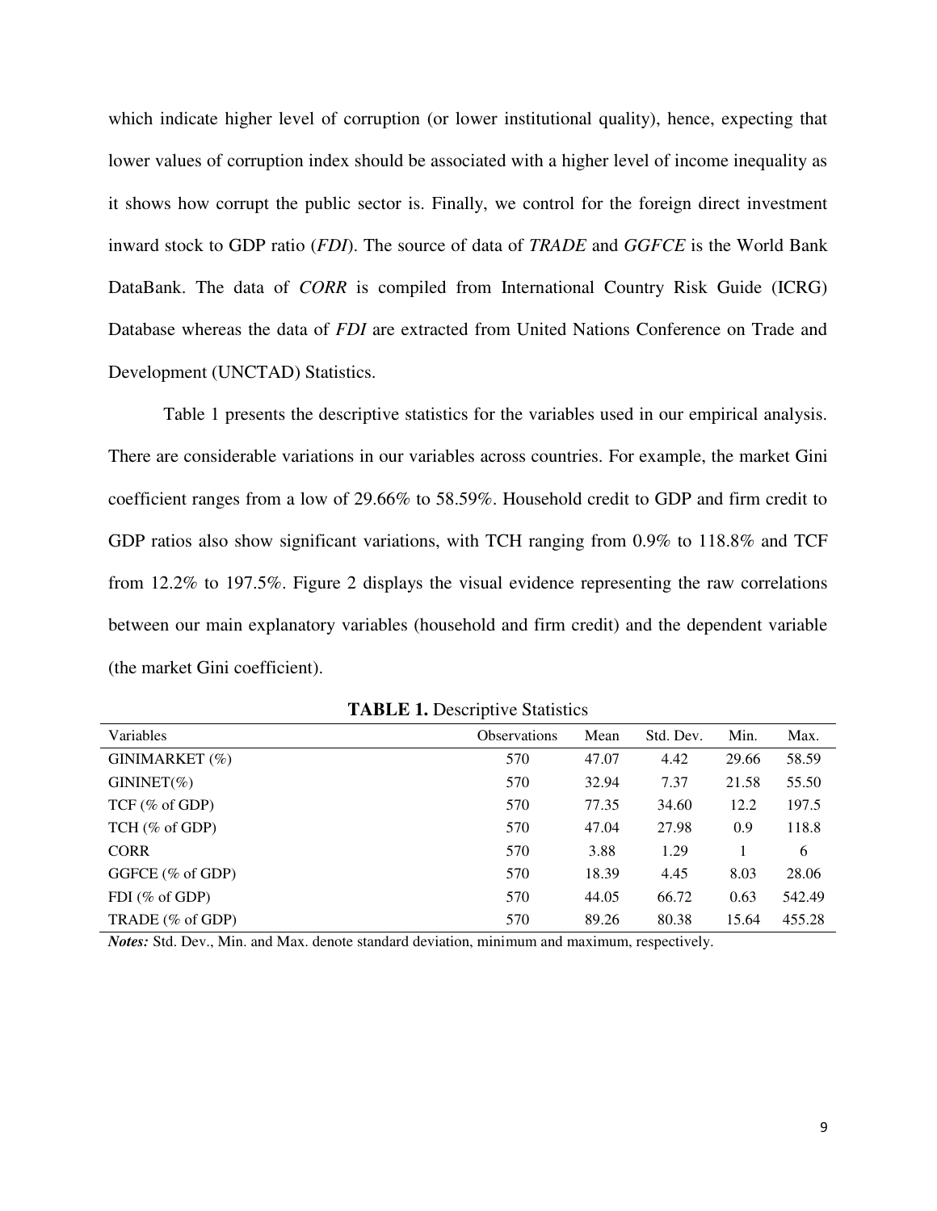which indicate higher level of corruption (or lower institutional quality), hence, expecting that lower values of corruption index should be associated with a higher level of income inequality as it shows how corrupt the public sector is. Finally, we control for the foreign direct investment inward stock to GDP ratio (*FDI*). The source of data of *TRADE* and *GGFCE* is the World Bank DataBank. The data of *CORR* is compiled from International Country Risk Guide (ICRG) Database whereas the data of *FDI* are extracted from United Nations Conference on Trade and Development (UNCTAD) Statistics.

Table 1 presents the descriptive statistics for the variables used in our empirical analysis. There are considerable variations in our variables across countries. For example, the market Gini coefficient ranges from a low of 29.66% to 58.59%. Household credit to GDP and firm credit to GDP ratios also show significant variations, with TCH ranging from 0.9% to 118.8% and TCF from 12.2% to 197.5%. Figure 2 displays the visual evidence representing the raw correlations between our main explanatory variables (household and firm credit) and the dependent variable (the market Gini coefficient).

**TABLE 1.** Descriptive Statistics

| Variables | Observations | Mean | Std. Dev. | Min. | Max. |
|---|---|---|---|---|---|
| GINIMARKET (%) | 570 | 47.07 | 4.42 | 29.66 | 58.59 |
| GININET(%) | 570 | 32.94 | 7.37 | 21.58 | 55.50 |
| TCF (% of GDP) | 570 | 77.35 | 34.60 | 12.2 | 197.5 |
| TCH (% of GDP) | 570 | 47.04 | 27.98 | 0.9 | 118.8 |
| CORR | 570 | 3.88 | 1.29 | 1 | 6 |
| GGFCE (% of GDP) | 570 | 18.39 | 4.45 | 8.03 | 28.06 |
| FDI (% of GDP) | 570 | 44.05 | 66.72 | 0.63 | 542.49 |
| TRADE (% of GDP) | 570 | 89.26 | 80.38 | 15.64 | 455.28 |

***Notes:*** Std. Dev., Min. and Max. denote standard deviation, minimum and maximum, respectively.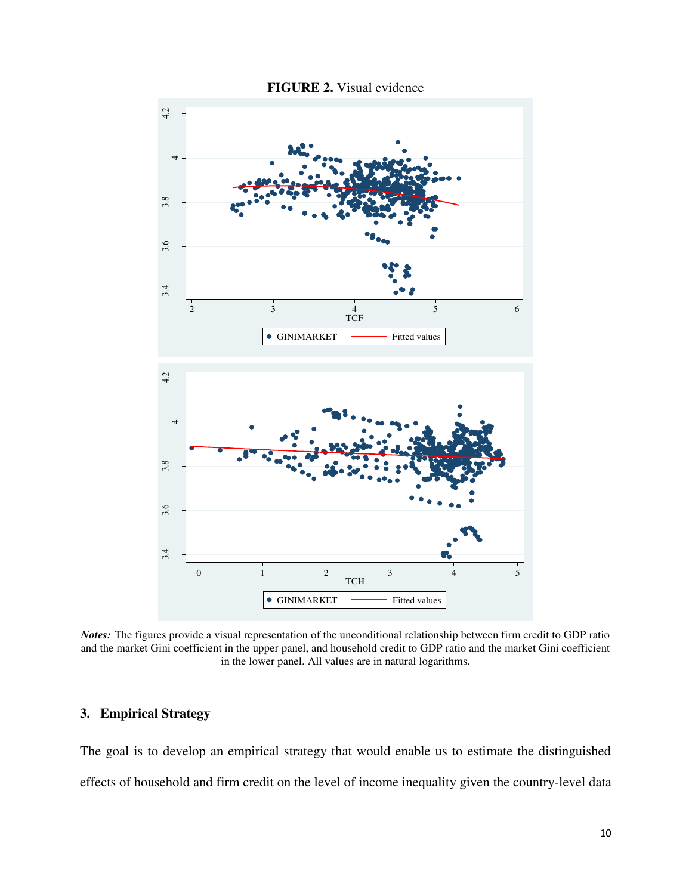**FIGURE 2.** Visual evidence

*Notes:* The figures provide a visual representation of the unconditional relationship between firm credit to GDP ratio and the market Gini coefficient in the upper panel, and household credit to GDP ratio and the market Gini coefficient in the lower panel. All values are in natural logarithms.

## 3. Empirical Strategy

The goal is to develop an empirical strategy that would enable us to estimate the distinguished effects of household and firm credit on the level of income inequality given the country-level data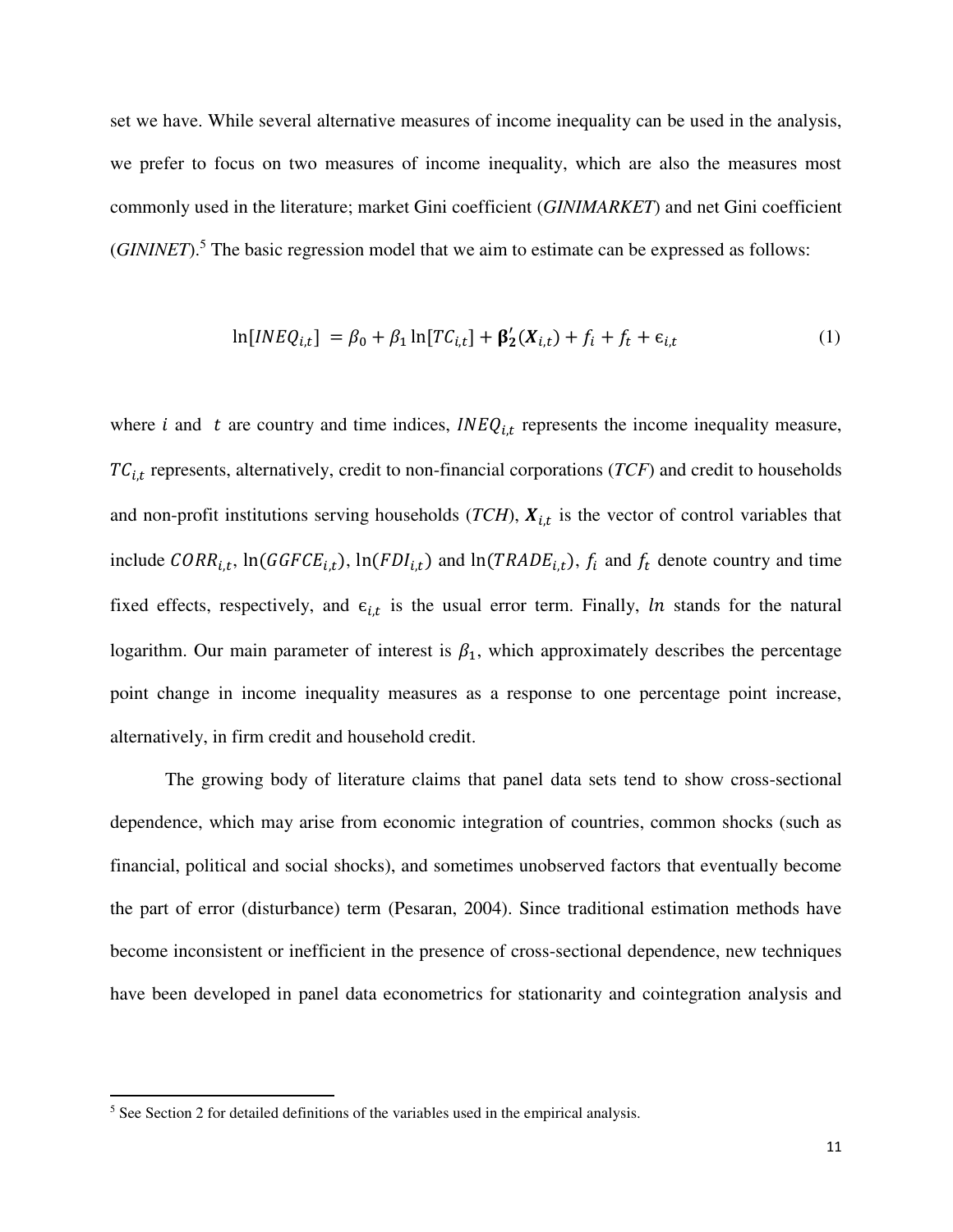set we have. While several alternative measures of income inequality can be used in the analysis, we prefer to focus on two measures of income inequality, which are also the measures most commonly used in the literature; market Gini coefficient (*GINIMARKET*) and net Gini coefficient (*GININET*).[5] The basic regression model that we aim to estimate can be expressed as follows:

$$\ln[INEQ_{i,t}] \ = \beta_0 + \beta_1 \ln[TC_{i,t}] + \boldsymbol{\beta}_2'(\boldsymbol{X}_{i,t}) + f_i + f_t + \epsilon_{i,t} \tag{1}$$

where $i$ and $t$ are country and time indices, $INEQ_{i,t}$ represents the income inequality measure, $TC_{i,t}$ represents, alternatively, credit to non-financial corporations (*TCF*) and credit to households and non-profit institutions serving households (*TCH*), $\boldsymbol{X}_{i,t}$ is the vector of control variables that include $CORR_{i,t}$, $\ln(GGFCE_{i,t})$, $\ln(FDI_{i,t})$ and $\ln(TRADE_{i,t})$, $f_i$ and $f_t$ denote country and time fixed effects, respectively, and $\epsilon_{i,t}$ is the usual error term. Finally, $ln$ stands for the natural logarithm. Our main parameter of interest is $\beta_1$, which approximately describes the percentage point change in income inequality measures as a response to one percentage point increase, alternatively, in firm credit and household credit.

The growing body of literature claims that panel data sets tend to show cross-sectional dependence, which may arise from economic integration of countries, common shocks (such as financial, political and social shocks), and sometimes unobserved factors that eventually become the part of error (disturbance) term (Pesaran, 2004). Since traditional estimation methods have become inconsistent or inefficient in the presence of cross-sectional dependence, new techniques have been developed in panel data econometrics for stationarity and cointegration analysis and

[5] See Section 2 for detailed definitions of the variables used in the empirical analysis.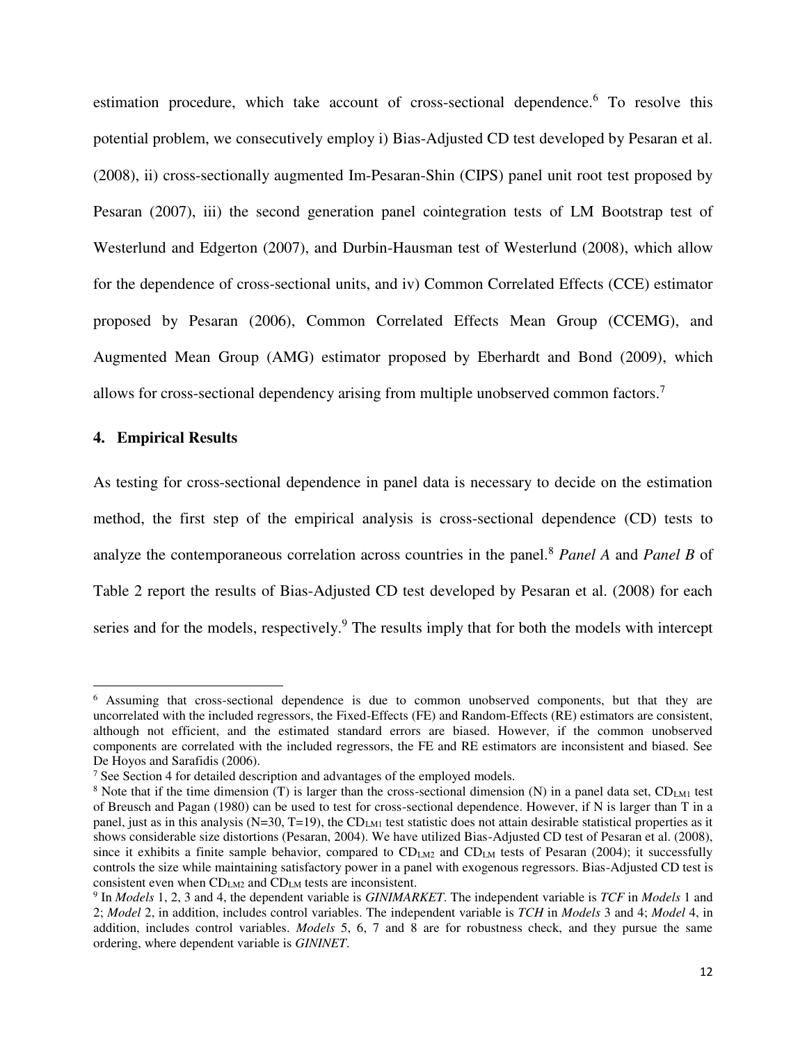estimation procedure, which take account of cross-sectional dependence.[6] To resolve this potential problem, we consecutively employ i) Bias-Adjusted CD test developed by Pesaran et al. (2008), ii) cross-sectionally augmented Im-Pesaran-Shin (CIPS) panel unit root test proposed by Pesaran (2007), iii) the second generation panel cointegration tests of LM Bootstrap test of Westerlund and Edgerton (2007), and Durbin-Hausman test of Westerlund (2008), which allow for the dependence of cross-sectional units, and iv) Common Correlated Effects (CCE) estimator proposed by Pesaran (2006), Common Correlated Effects Mean Group (CCEMG), and Augmented Mean Group (AMG) estimator proposed by Eberhardt and Bond (2009), which allows for cross-sectional dependency arising from multiple unobserved common factors.[7]

## 4. Empirical Results

As testing for cross-sectional dependence in panel data is necessary to decide on the estimation method, the first step of the empirical analysis is cross-sectional dependence (CD) tests to analyze the contemporaneous correlation across countries in the panel.[8] *Panel A* and *Panel B* of Table 2 report the results of Bias-Adjusted CD test developed by Pesaran et al. (2008) for each series and for the models, respectively.[9] The results imply that for both the models with intercept

---

[6] Assuming that cross-sectional dependence is due to common unobserved components, but that they are uncorrelated with the included regressors, the Fixed-Effects (FE) and Random-Effects (RE) estimators are consistent, although not efficient, and the estimated standard errors are biased. However, if the common unobserved components are correlated with the included regressors, the FE and RE estimators are inconsistent and biased. See De Hoyos and Sarafidis (2006).

[7] See Section 4 for detailed description and advantages of the employed models.

[8] Note that if the time dimension (T) is larger than the cross-sectional dimension (N) in a panel data set, $CD_{LM1}$ test of Breusch and Pagan (1980) can be used to test for cross-sectional dependence. However, if N is larger than T in a panel, just as in this analysis (N=30, T=19), the $CD_{LM1}$ test statistic does not attain desirable statistical properties as it shows considerable size distortions (Pesaran, 2004). We have utilized Bias-Adjusted CD test of Pesaran et al. (2008), since it exhibits a finite sample behavior, compared to $CD_{LM2}$ and $CD_{LM}$ tests of Pesaran (2004); it successfully controls the size while maintaining satisfactory power in a panel with exogenous regressors. Bias-Adjusted CD test is consistent even when $CD_{LM2}$ and $CD_{LM}$ tests are inconsistent.

[9] In *Models* 1, 2, 3 and 4, the dependent variable is *GINIMARKET*. The independent variable is *TCF* in *Models* 1 and 2; *Model* 2, in addition, includes control variables. The independent variable is *TCH* in *Models* 3 and 4; *Model* 4, in addition, includes control variables. *Models* 5, 6, 7 and 8 are for robustness check, and they pursue the same ordering, where dependent variable is *GININET*.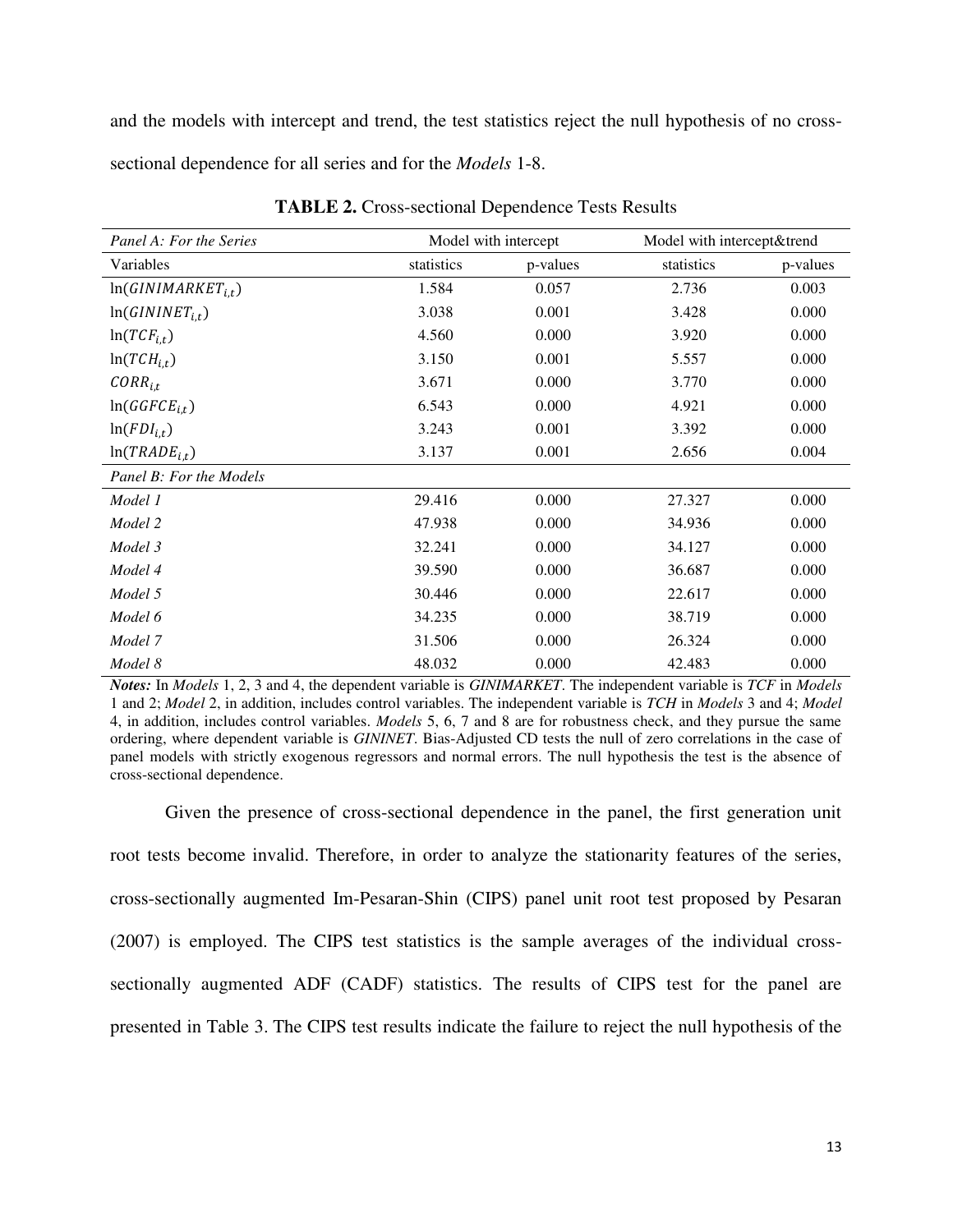and the models with intercept and trend, the test statistics reject the null hypothesis of no cross-sectional dependence for all series and for the *Models* 1-8.

**TABLE 2.** Cross-sectional Dependence Tests Results

| *Panel A: For the Series* | Model with intercept | | Model with intercept&trend | |
|---|---|---|---|---|
| Variables | statistics | p-values | statistics | p-values |
| $\ln(GINIMARKET_{i,t})$ | 1.584 | 0.057 | 2.736 | 0.003 |
| $\ln(GININET_{i,t})$ | 3.038 | 0.001 | 3.428 | 0.000 |
| $\ln(TCF_{i,t})$ | 4.560 | 0.000 | 3.920 | 0.000 |
| $\ln(TCH_{i,t})$ | 3.150 | 0.001 | 5.557 | 0.000 |
| $CORR_{i,t}$ | 3.671 | 0.000 | 3.770 | 0.000 |
| $\ln(GGFCE_{i,t})$ | 6.543 | 0.000 | 4.921 | 0.000 |
| $\ln(FDI_{i,t})$ | 3.243 | 0.001 | 3.392 | 0.000 |
| $\ln(TRADE_{i,t})$ | 3.137 | 0.001 | 2.656 | 0.004 |
| *Panel B: For the Models* | | | | |
| *Model 1* | 29.416 | 0.000 | 27.327 | 0.000 |
| *Model 2* | 47.938 | 0.000 | 34.936 | 0.000 |
| *Model 3* | 32.241 | 0.000 | 34.127 | 0.000 |
| *Model 4* | 39.590 | 0.000 | 36.687 | 0.000 |
| *Model 5* | 30.446 | 0.000 | 22.617 | 0.000 |
| *Model 6* | 34.235 | 0.000 | 38.719 | 0.000 |
| *Model 7* | 31.506 | 0.000 | 26.324 | 0.000 |
| *Model 8* | 48.032 | 0.000 | 42.483 | 0.000 |

***Notes:*** In *Models* 1, 2, 3 and 4, the dependent variable is *GINIMARKET*. The independent variable is *TCF* in *Models* 1 and 2; *Model* 2, in addition, includes control variables. The independent variable is *TCH* in *Models* 3 and 4; *Model* 4, in addition, includes control variables. *Models* 5, 6, 7 and 8 are for robustness check, and they pursue the same ordering, where dependent variable is *GININET*. Bias-Adjusted CD tests the null of zero correlations in the case of panel models with strictly exogenous regressors and normal errors. The null hypothesis the test is the absence of cross-sectional dependence.

Given the presence of cross-sectional dependence in the panel, the first generation unit root tests become invalid. Therefore, in order to analyze the stationarity features of the series, cross-sectionally augmented Im-Pesaran-Shin (CIPS) panel unit root test proposed by Pesaran (2007) is employed. The CIPS test statistics is the sample averages of the individual cross-sectionally augmented ADF (CADF) statistics. The results of CIPS test for the panel are presented in Table 3. The CIPS test results indicate the failure to reject the null hypothesis of the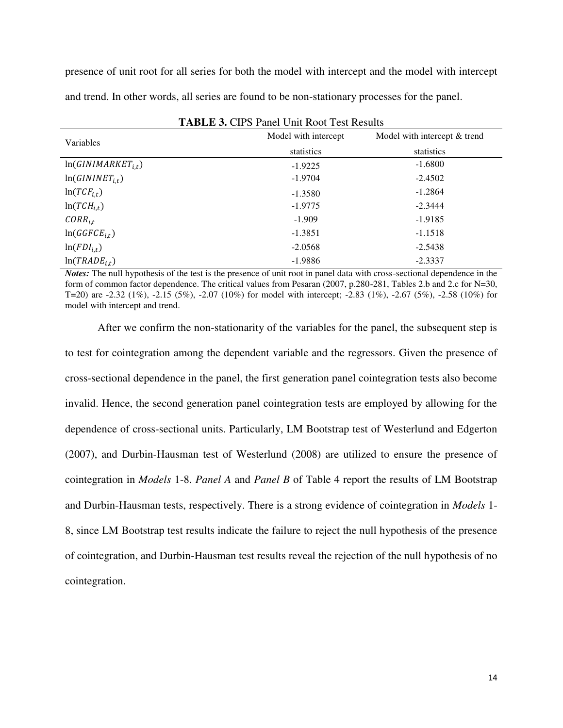presence of unit root for all series for both the model with intercept and the model with intercept and trend. In other words, all series are found to be non-stationary processes for the panel.

**TABLE 3.** CIPS Panel Unit Root Test Results

| Variables | Model with intercept statistics | Model with intercept & trend statistics |
|---|---|---|
| $\ln(GINIMARKET_{i,t})$ | -1.9225 | -1.6800 |
| $\ln(GININET_{i,t})$ | -1.9704 | -2.4502 |
| $\ln(TCF_{i,t})$ | -1.3580 | -1.2864 |
| $\ln(TCH_{i,t})$ | -1.9775 | -2.3444 |
| $CORR_{i,t}$ | -1.909 | -1.9185 |
| $\ln(GGFCE_{i,t})$ | -1.3851 | -1.1518 |
| $\ln(FDI_{i,t})$ | -2.0568 | -2.5438 |
| $\ln(TRADE_{i,t})$ | -1.9886 | -2.3337 |

***Notes:*** The null hypothesis of the test is the presence of unit root in panel data with cross-sectional dependence in the form of common factor dependence. The critical values from Pesaran (2007, p.280-281, Tables 2.b and 2.c for N=30, T=20) are -2.32 (1%), -2.15 (5%), -2.07 (10%) for model with intercept; -2.83 (1%), -2.67 (5%), -2.58 (10%) for model with intercept and trend.

After we confirm the non-stationarity of the variables for the panel, the subsequent step is to test for cointegration among the dependent variable and the regressors. Given the presence of cross-sectional dependence in the panel, the first generation panel cointegration tests also become invalid. Hence, the second generation panel cointegration tests are employed by allowing for the dependence of cross-sectional units. Particularly, LM Bootstrap test of Westerlund and Edgerton (2007), and Durbin-Hausman test of Westerlund (2008) are utilized to ensure the presence of cointegration in *Models* 1-8. *Panel A* and *Panel B* of Table 4 report the results of LM Bootstrap and Durbin-Hausman tests, respectively. There is a strong evidence of cointegration in *Models* 1-8, since LM Bootstrap test results indicate the failure to reject the null hypothesis of the presence of cointegration, and Durbin-Hausman test results reveal the rejection of the null hypothesis of no cointegration.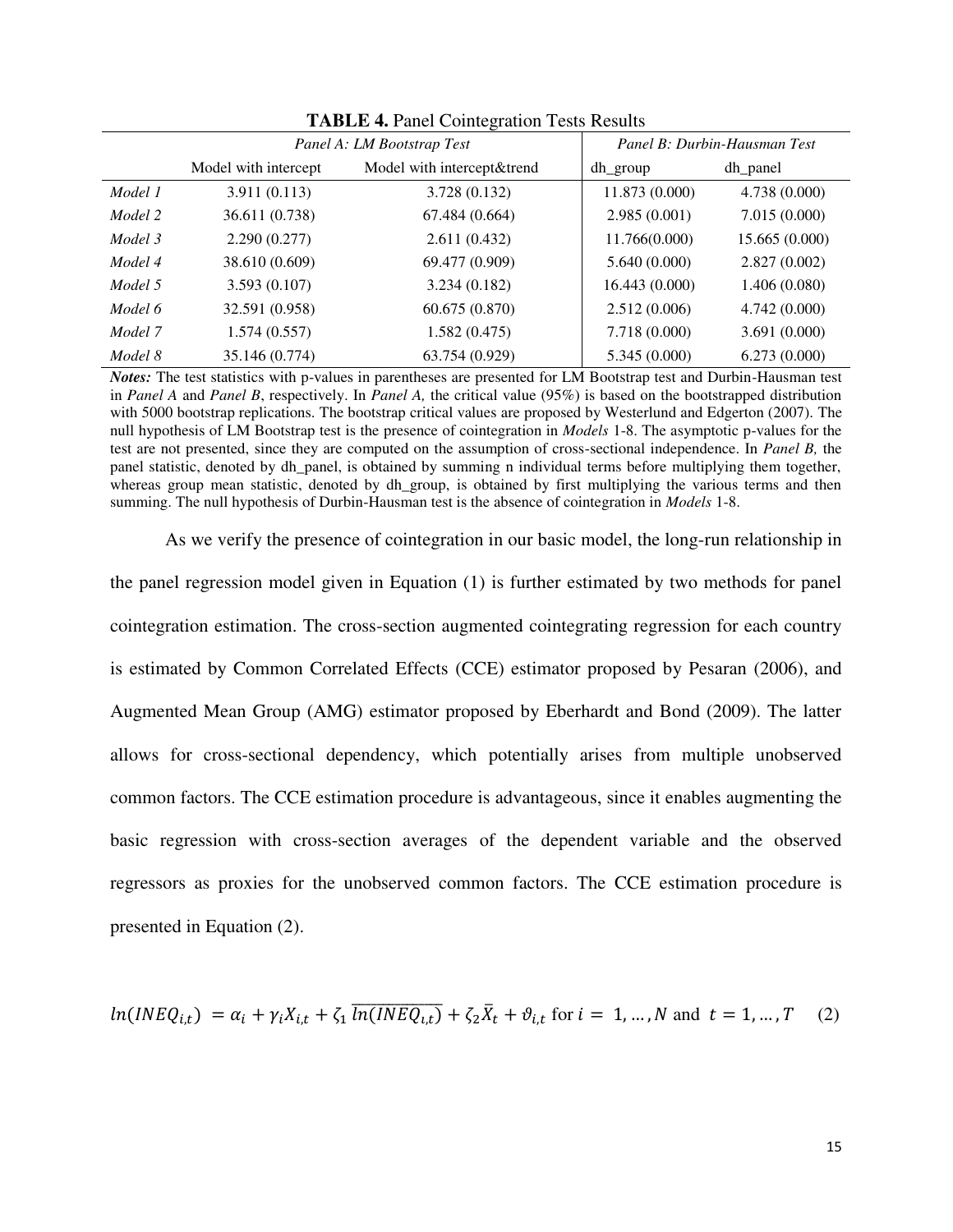**TABLE 4.** Panel Cointegration Tests Results

| | *Panel A: LM Bootstrap Test* | | *Panel B: Durbin-Hausman Test* | |
|---|---|---|---|---|
| | Model with intercept | Model with intercept&trend | dh_group | dh_panel |
| *Model 1* | 3.911 (0.113) | 3.728 (0.132) | 11.873 (0.000) | 4.738 (0.000) |
| *Model 2* | 36.611 (0.738) | 67.484 (0.664) | 2.985 (0.001) | 7.015 (0.000) |
| *Model 3* | 2.290 (0.277) | 2.611 (0.432) | 11.766(0.000) | 15.665 (0.000) |
| *Model 4* | 38.610 (0.609) | 69.477 (0.909) | 5.640 (0.000) | 2.827 (0.002) |
| *Model 5* | 3.593 (0.107) | 3.234 (0.182) | 16.443 (0.000) | 1.406 (0.080) |
| *Model 6* | 32.591 (0.958) | 60.675 (0.870) | 2.512 (0.006) | 4.742 (0.000) |
| *Model 7* | 1.574 (0.557) | 1.582 (0.475) | 7.718 (0.000) | 3.691 (0.000) |
| *Model 8* | 35.146 (0.774) | 63.754 (0.929) | 5.345 (0.000) | 6.273 (0.000) |

***Notes:*** The test statistics with p-values in parentheses are presented for LM Bootstrap test and Durbin-Hausman test in *Panel A* and *Panel B*, respectively. In *Panel A,* the critical value (95%) is based on the bootstrapped distribution with 5000 bootstrap replications. The bootstrap critical values are proposed by Westerlund and Edgerton (2007). The null hypothesis of LM Bootstrap test is the presence of cointegration in *Models* 1-8. The asymptotic p-values for the test are not presented, since they are computed on the assumption of cross-sectional independence. In *Panel B,* the panel statistic, denoted by dh_panel, is obtained by summing n individual terms before multiplying them together, whereas group mean statistic, denoted by dh_group, is obtained by first multiplying the various terms and then summing. The null hypothesis of Durbin-Hausman test is the absence of cointegration in *Models* 1-8.

As we verify the presence of cointegration in our basic model, the long-run relationship in the panel regression model given in Equation (1) is further estimated by two methods for panel cointegration estimation. The cross-section augmented cointegrating regression for each country is estimated by Common Correlated Effects (CCE) estimator proposed by Pesaran (2006), and Augmented Mean Group (AMG) estimator proposed by Eberhardt and Bond (2009). The latter allows for cross-sectional dependency, which potentially arises from multiple unobserved common factors. The CCE estimation procedure is advantageous, since it enables augmenting the basic regression with cross-section averages of the dependent variable and the observed regressors as proxies for the unobserved common factors. The CCE estimation procedure is presented in Equation (2).

$$ln(INEQ_{i,t}) = \alpha_i + \gamma_i X_{i,t} + \zeta_1 \overline{ln(INEQ_{\iota,t})} + \zeta_2 \bar{X}_t + \vartheta_{i,t} \text{ for } i = 1, \ldots, N \text{ and } t = 1, \ldots, T \quad (2)$$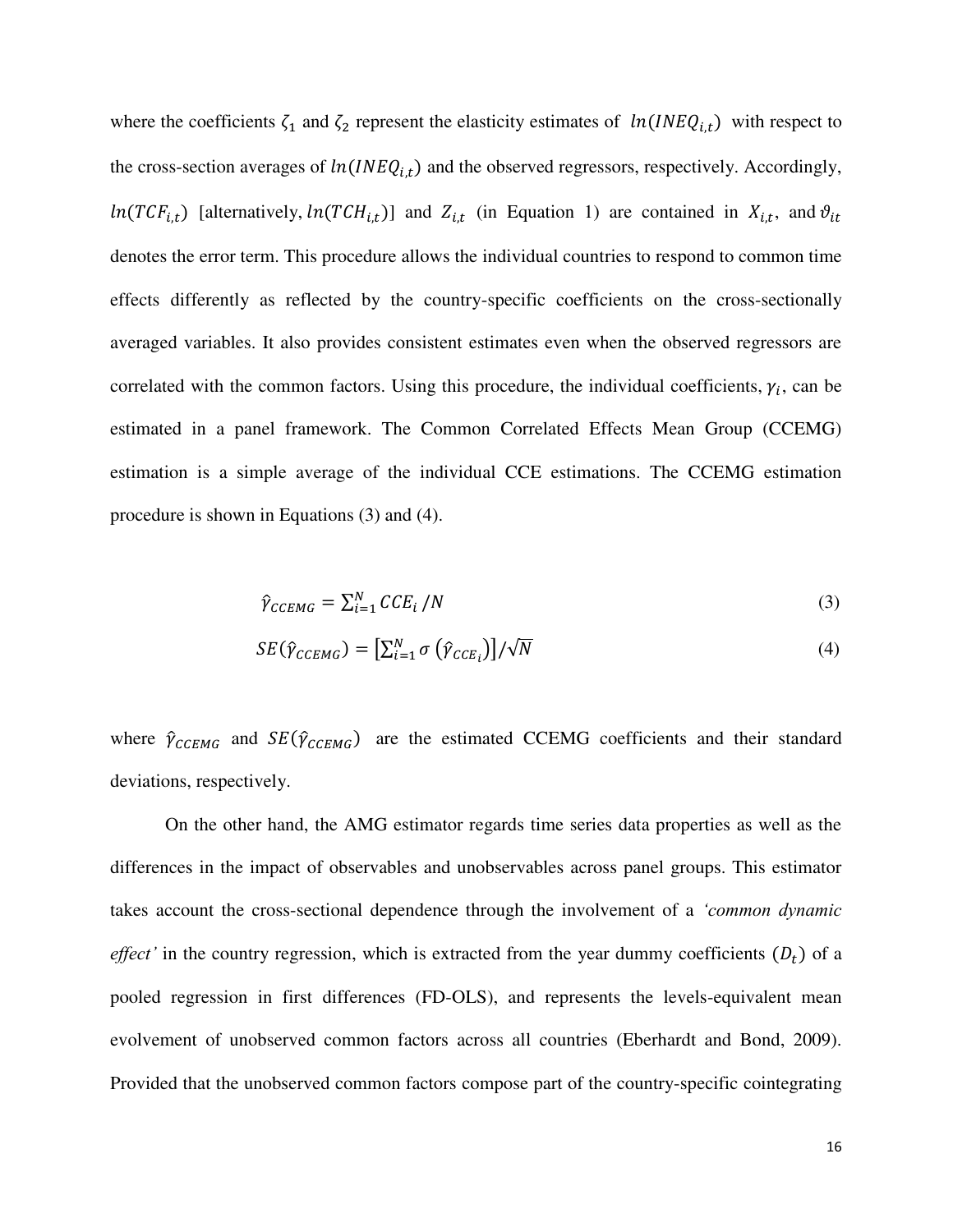where the coefficients $\zeta_1$ and $\zeta_2$ represent the elasticity estimates of $ln(INEQ_{i,t})$ with respect to the cross-section averages of $ln(INEQ_{i,t})$ and the observed regressors, respectively. Accordingly, $ln(TCF_{i,t})$ [alternatively, $ln(TCH_{i,t})$] and $Z_{i,t}$ (in Equation 1) are contained in $X_{i,t}$, and $\vartheta_{it}$ denotes the error term. This procedure allows the individual countries to respond to common time effects differently as reflected by the country-specific coefficients on the cross-sectionally averaged variables. It also provides consistent estimates even when the observed regressors are correlated with the common factors. Using this procedure, the individual coefficients, $\gamma_i$, can be estimated in a panel framework. The Common Correlated Effects Mean Group (CCEMG) estimation is a simple average of the individual CCE estimations. The CCEMG estimation procedure is shown in Equations (3) and (4).

$$\hat{\gamma}_{CCEMG} = \sum_{i=1}^{N} CCE_i / N \tag{3}$$

$$SE(\hat{\gamma}_{CCEMG}) = \left[\sum_{i=1}^{N} \sigma\left(\hat{\gamma}_{CCE_i}\right)\right] / \sqrt{N} \tag{4}$$

where $\hat{\gamma}_{CCEMG}$ and $SE(\hat{\gamma}_{CCEMG})$ are the estimated CCEMG coefficients and their standard deviations, respectively.

On the other hand, the AMG estimator regards time series data properties as well as the differences in the impact of observables and unobservables across panel groups. This estimator takes account the cross-sectional dependence through the involvement of a *'common dynamic effect'* in the country regression, which is extracted from the year dummy coefficients $(D_t)$ of a pooled regression in first differences (FD-OLS), and represents the levels-equivalent mean evolvement of unobserved common factors across all countries (Eberhardt and Bond, 2009). Provided that the unobserved common factors compose part of the country-specific cointegrating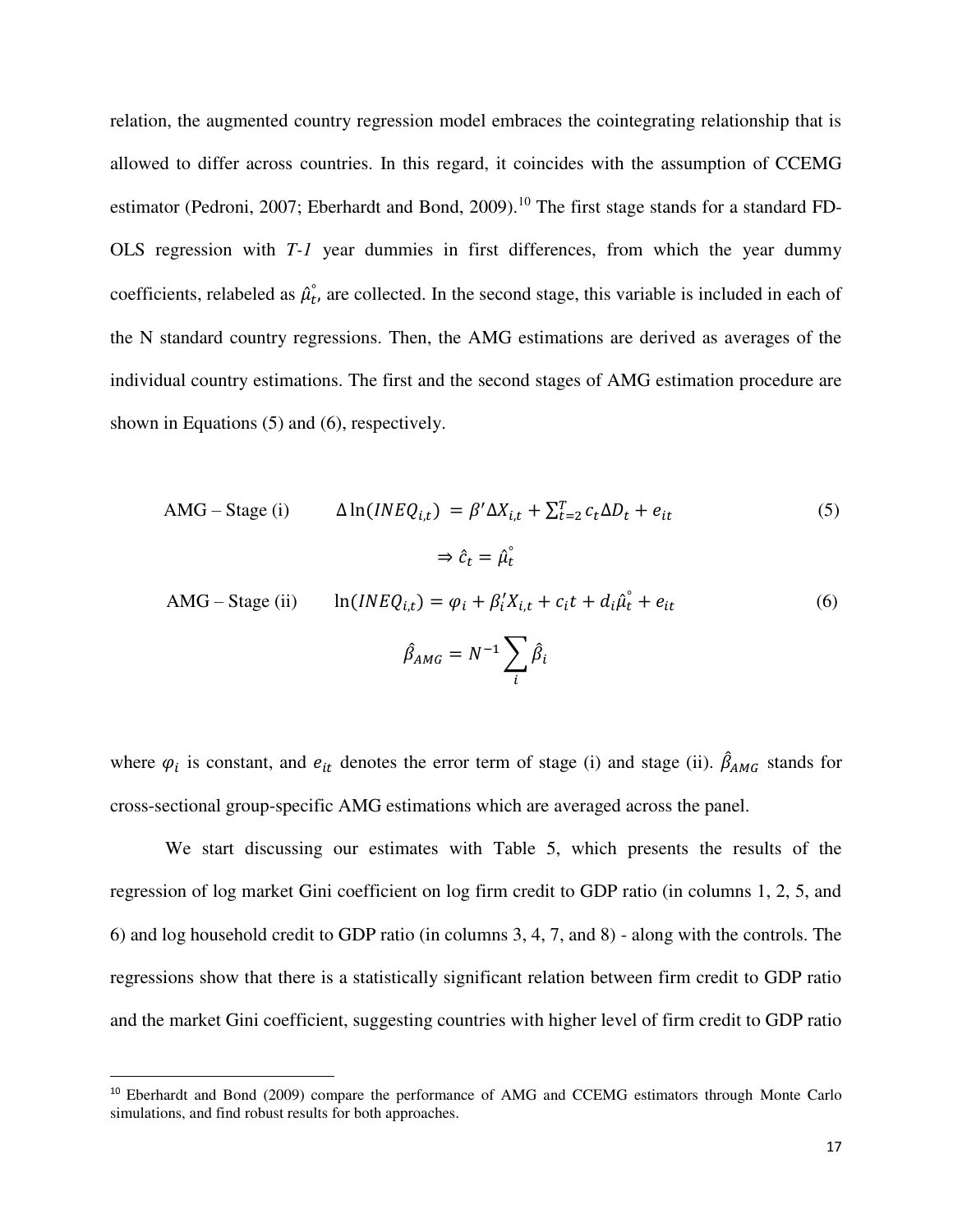relation, the augmented country regression model embraces the cointegrating relationship that is allowed to differ across countries. In this regard, it coincides with the assumption of CCEMG estimator (Pedroni, 2007; Eberhardt and Bond, 2009).[10] The first stage stands for a standard FD-OLS regression with *T-1* year dummies in first differences, from which the year dummy coefficients, relabeled as $\hat{\mu}_t^{\circ}$, are collected. In the second stage, this variable is included in each of the N standard country regressions. Then, the AMG estimations are derived as averages of the individual country estimations. The first and the second stages of AMG estimation procedure are shown in Equations (5) and (6), respectively.

$$\text{AMG – Stage (i)} \qquad \Delta \ln(INEQ_{i,t}) = \beta' \Delta X_{i,t} + \sum_{t=2}^{T} c_t \Delta D_t + e_{it} \tag{5}$$

$$\Rightarrow \hat{c}_t = \hat{\mu}_t^{\circ}$$

$$\text{AMG – Stage (ii)} \qquad \ln(INEQ_{i,t}) = \varphi_i + \beta_i' X_{i,t} + c_i t + d_i \hat{\mu}_t^{\circ} + e_{it} \tag{6}$$

$$\hat{\beta}_{AMG} = N^{-1} \sum_i \hat{\beta}_i$$

where $\varphi_i$ is constant, and $e_{it}$ denotes the error term of stage (i) and stage (ii). $\hat{\beta}_{AMG}$ stands for cross-sectional group-specific AMG estimations which are averaged across the panel.

We start discussing our estimates with Table 5, which presents the results of the regression of log market Gini coefficient on log firm credit to GDP ratio (in columns 1, 2, 5, and 6) and log household credit to GDP ratio (in columns 3, 4, 7, and 8) - along with the controls. The regressions show that there is a statistically significant relation between firm credit to GDP ratio and the market Gini coefficient, suggesting countries with higher level of firm credit to GDP ratio

[10] Eberhardt and Bond (2009) compare the performance of AMG and CCEMG estimators through Monte Carlo simulations, and find robust results for both approaches.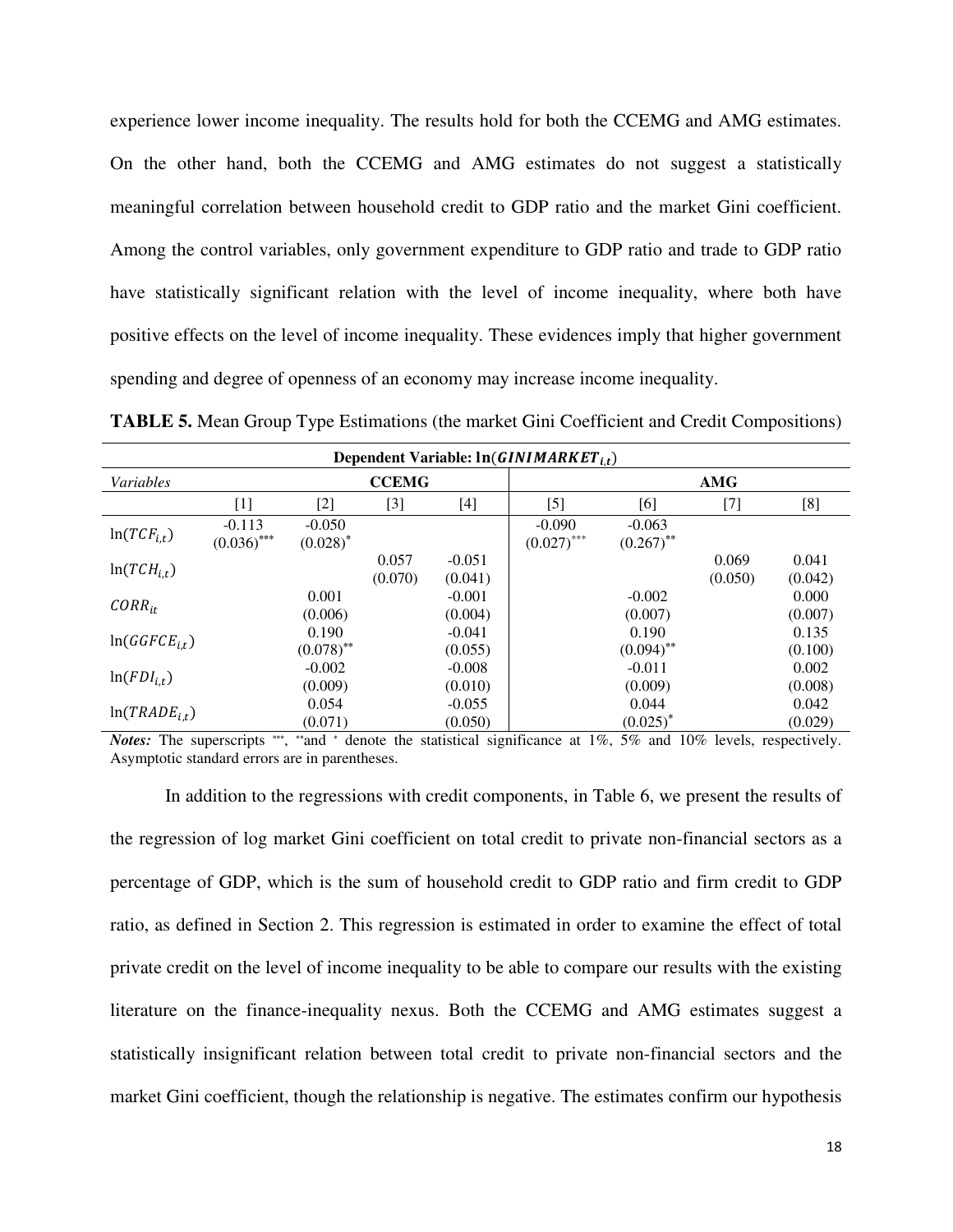experience lower income inequality. The results hold for both the CCEMG and AMG estimates. On the other hand, both the CCEMG and AMG estimates do not suggest a statistically meaningful correlation between household credit to GDP ratio and the market Gini coefficient. Among the control variables, only government expenditure to GDP ratio and trade to GDP ratio have statistically significant relation with the level of income inequality, where both have positive effects on the level of income inequality. These evidences imply that higher government spending and degree of openness of an economy may increase income inequality.

**TABLE 5.** Mean Group Type Estimations (the market Gini Coefficient and Credit Compositions)

| Dependent Variable: $\ln(GINIMARKET_{i,t})$ | | | | | | | | |
|---|---|---|---|---|---|---|---|---|
| *Variables* | **CCEMG** | | | | **AMG** | | | |
| | [1] | [2] | [3] | [4] | [5] | [6] | [7] | [8] |
| $\ln(TCF_{i,t})$ | -0.113 $(0.036)^{***}$ | -0.050 $(0.028)^{*}$ | | | -0.090 $(0.027)^{***}$ | -0.063 $(0.267)^{**}$ | | |
| $\ln(TCH_{i,t})$ | | | 0.057 (0.070) | -0.051 (0.041) | | | 0.069 (0.050) | 0.041 (0.042) |
| $CORR_{it}$ | | 0.001 (0.006) | | -0.001 (0.004) | | -0.002 (0.007) | | 0.000 (0.007) |
| $\ln(GGFCE_{i,t})$ | | 0.190 $(0.078)^{**}$ | | -0.041 (0.055) | | 0.190 $(0.094)^{**}$ | | 0.135 (0.100) |
| $\ln(FDI_{i,t})$ | | -0.002 (0.009) | | -0.008 (0.010) | | -0.011 (0.009) | | 0.002 (0.008) |
| $\ln(TRADE_{i,t})$ | | 0.054 (0.071) | | -0.055 (0.050) | | 0.044 $(0.025)^{*}$ | | 0.042 (0.029) |

***Notes:*** The superscripts ***, **and * denote the statistical significance at 1%, 5% and 10% levels, respectively. Asymptotic standard errors are in parentheses.

In addition to the regressions with credit components, in Table 6, we present the results of the regression of log market Gini coefficient on total credit to private non-financial sectors as a percentage of GDP, which is the sum of household credit to GDP ratio and firm credit to GDP ratio, as defined in Section 2. This regression is estimated in order to examine the effect of total private credit on the level of income inequality to be able to compare our results with the existing literature on the finance-inequality nexus. Both the CCEMG and AMG estimates suggest a statistically insignificant relation between total credit to private non-financial sectors and the market Gini coefficient, though the relationship is negative. The estimates confirm our hypothesis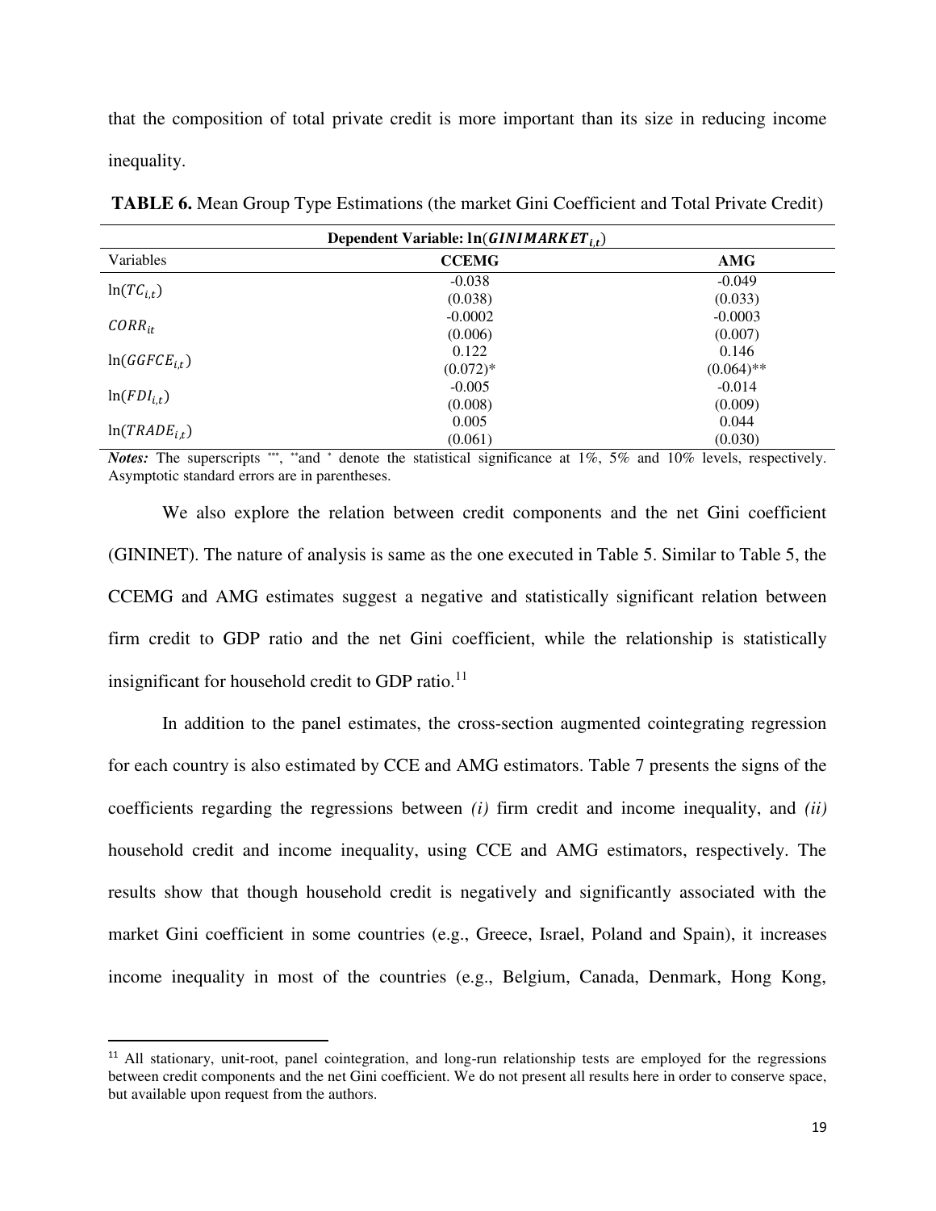that the composition of total private credit is more important than its size in reducing income inequality.

**TABLE 6.** Mean Group Type Estimations (the market Gini Coefficient and Total Private Credit)

| **Dependent Variable: $\ln(GINIMARKET_{i,t})$** | | |
|---|---|---|
| Variables | **CCEMG** | **AMG** |
| $\ln(TC_{i,t})$ | -0.038 | -0.049 |
| | (0.038) | (0.033) |
| $CORR_{it}$ | -0.0002 | -0.0003 |
| | (0.006) | (0.007) |
| $\ln(GGFCE_{i,t})$ | 0.122 | 0.146 |
| | (0.072)* | (0.064)** |
| $\ln(FDI_{i,t})$ | -0.005 | -0.014 |
| | (0.008) | (0.009) |
| $\ln(TRADE_{i,t})$ | 0.005 | 0.044 |
| | (0.061) | (0.030) |

***Notes:*** The superscripts ***, **and * denote the statistical significance at 1%, 5% and 10% levels, respectively. Asymptotic standard errors are in parentheses.

We also explore the relation between credit components and the net Gini coefficient (GININET). The nature of analysis is same as the one executed in Table 5. Similar to Table 5, the CCEMG and AMG estimates suggest a negative and statistically significant relation between firm credit to GDP ratio and the net Gini coefficient, while the relationship is statistically insignificant for household credit to GDP ratio.[11]

In addition to the panel estimates, the cross-section augmented cointegrating regression for each country is also estimated by CCE and AMG estimators. Table 7 presents the signs of the coefficients regarding the regressions between *(i)* firm credit and income inequality, and *(ii)* household credit and income inequality, using CCE and AMG estimators, respectively. The results show that though household credit is negatively and significantly associated with the market Gini coefficient in some countries (e.g., Greece, Israel, Poland and Spain), it increases income inequality in most of the countries (e.g., Belgium, Canada, Denmark, Hong Kong,

[11] All stationary, unit-root, panel cointegration, and long-run relationship tests are employed for the regressions between credit components and the net Gini coefficient. We do not present all results here in order to conserve space, but available upon request from the authors.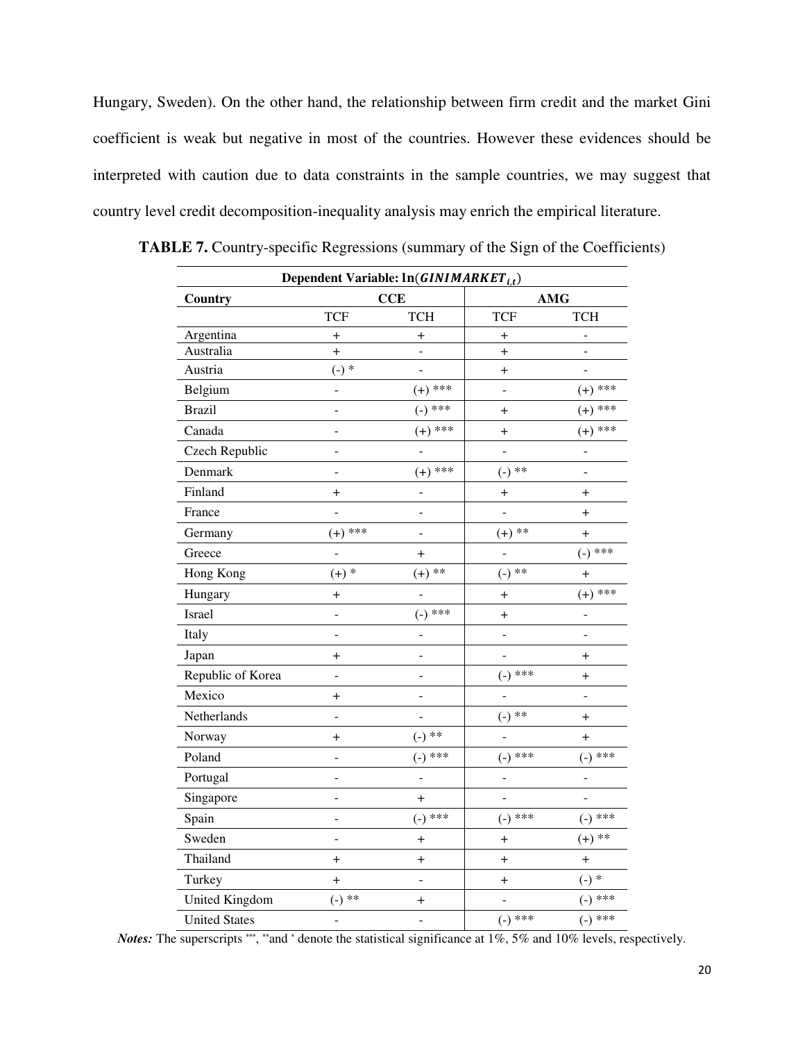Hungary, Sweden). On the other hand, the relationship between firm credit and the market Gini coefficient is weak but negative in most of the countries. However these evidences should be interpreted with caution due to data constraints in the sample countries, we may suggest that country level credit decomposition-inequality analysis may enrich the empirical literature.

**TABLE 7.** Country-specific Regressions (summary of the Sign of the Coefficients)

| Dependent Variable: $\ln(GINIMARKET_{i,t})$ | | | | |
|---|---|---|---|---|
| **Country** | **CCE** | | **AMG** | |
| | TCF | TCH | TCF | TCH |
| Argentina | + | + | + | - |
| Australia | + | - | + | - |
| Austria | (-) * | - | + | - |
| Belgium | - | (+) *** | - | (+) *** |
| Brazil | - | (-) *** | + | (+) *** |
| Canada | - | (+) *** | + | (+) *** |
| Czech Republic | - | - | - | - |
| Denmark | - | (+) *** | (-) ** | - |
| Finland | + | - | + | + |
| France | - | - | - | + |
| Germany | (+) *** | - | (+) ** | + |
| Greece | - | + | - | (-) *** |
| Hong Kong | (+) * | (+) ** | (-) ** | + |
| Hungary | + | - | + | (+) *** |
| Israel | - | (-) *** | + | - |
| Italy | - | - | - | - |
| Japan | + | - | - | + |
| Republic of Korea | - | - | (-) *** | + |
| Mexico | + | - | - | - |
| Netherlands | - | - | (-) ** | + |
| Norway | + | (-) ** | - | + |
| Poland | - | (-) *** | (-) *** | (-) *** |
| Portugal | - | - | - | - |
| Singapore | - | + | - | - |
| Spain | - | (-) *** | (-) *** | (-) *** |
| Sweden | - | + | + | (+) ** |
| Thailand | + | + | + | + |
| Turkey | + | - | + | (-) * |
| United Kingdom | (-) ** | + | - | (-) *** |
| United States | - | - | (-) *** | (-) *** |

***Notes:*** The superscripts ***, ** and * denote the statistical significance at 1%, 5% and 10% levels, respectively.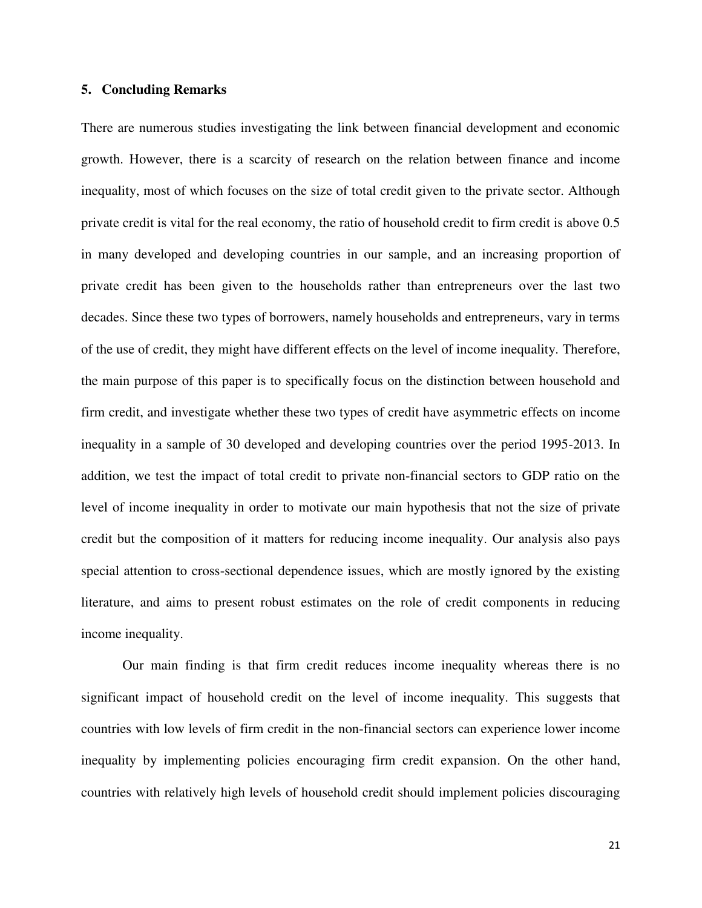## 5. Concluding Remarks

There are numerous studies investigating the link between financial development and economic growth. However, there is a scarcity of research on the relation between finance and income inequality, most of which focuses on the size of total credit given to the private sector. Although private credit is vital for the real economy, the ratio of household credit to firm credit is above 0.5 in many developed and developing countries in our sample, and an increasing proportion of private credit has been given to the households rather than entrepreneurs over the last two decades. Since these two types of borrowers, namely households and entrepreneurs, vary in terms of the use of credit, they might have different effects on the level of income inequality. Therefore, the main purpose of this paper is to specifically focus on the distinction between household and firm credit, and investigate whether these two types of credit have asymmetric effects on income inequality in a sample of 30 developed and developing countries over the period 1995-2013. In addition, we test the impact of total credit to private non-financial sectors to GDP ratio on the level of income inequality in order to motivate our main hypothesis that not the size of private credit but the composition of it matters for reducing income inequality. Our analysis also pays special attention to cross-sectional dependence issues, which are mostly ignored by the existing literature, and aims to present robust estimates on the role of credit components in reducing income inequality.

Our main finding is that firm credit reduces income inequality whereas there is no significant impact of household credit on the level of income inequality. This suggests that countries with low levels of firm credit in the non-financial sectors can experience lower income inequality by implementing policies encouraging firm credit expansion. On the other hand, countries with relatively high levels of household credit should implement policies discouraging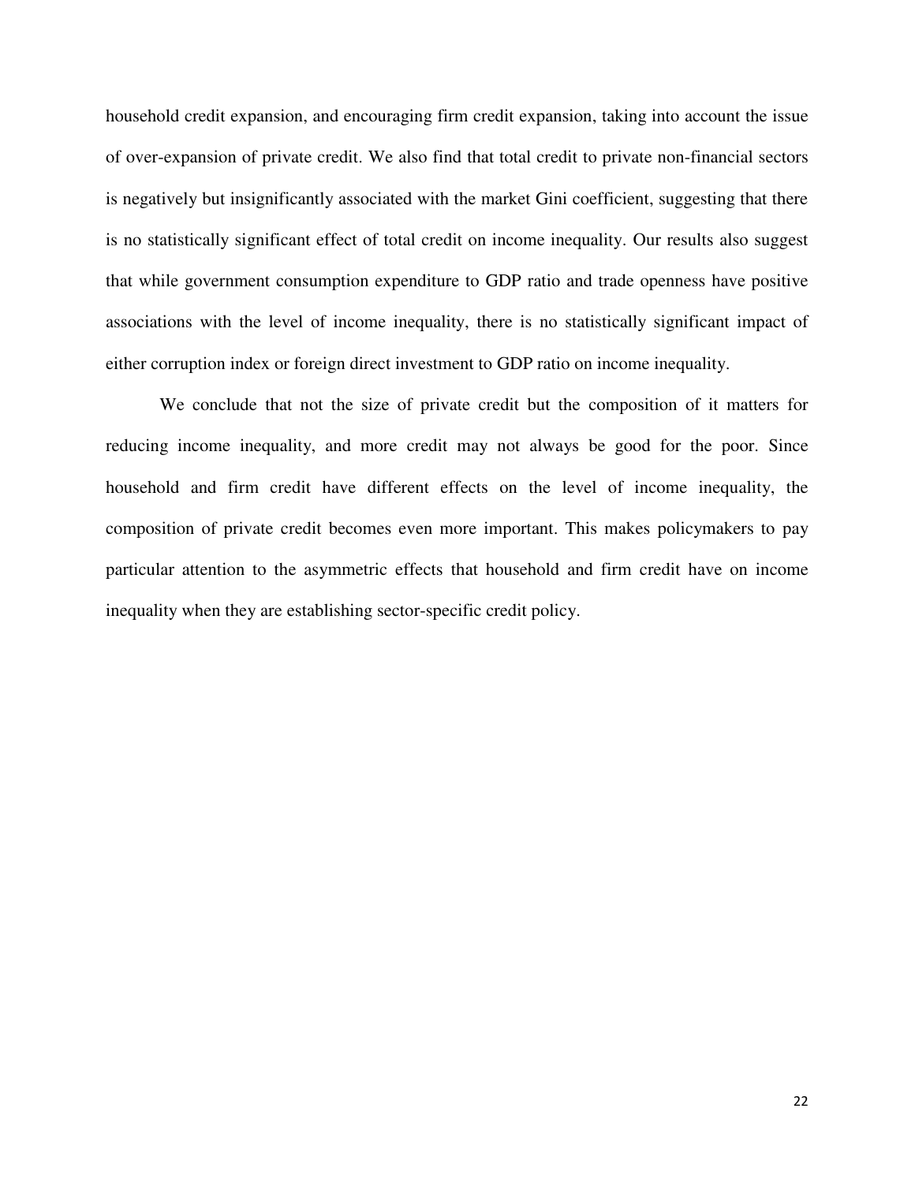household credit expansion, and encouraging firm credit expansion, taking into account the issue of over-expansion of private credit. We also find that total credit to private non-financial sectors is negatively but insignificantly associated with the market Gini coefficient, suggesting that there is no statistically significant effect of total credit on income inequality. Our results also suggest that while government consumption expenditure to GDP ratio and trade openness have positive associations with the level of income inequality, there is no statistically significant impact of either corruption index or foreign direct investment to GDP ratio on income inequality.

We conclude that not the size of private credit but the composition of it matters for reducing income inequality, and more credit may not always be good for the poor. Since household and firm credit have different effects on the level of income inequality, the composition of private credit becomes even more important. This makes policymakers to pay particular attention to the asymmetric effects that household and firm credit have on income inequality when they are establishing sector-specific credit policy.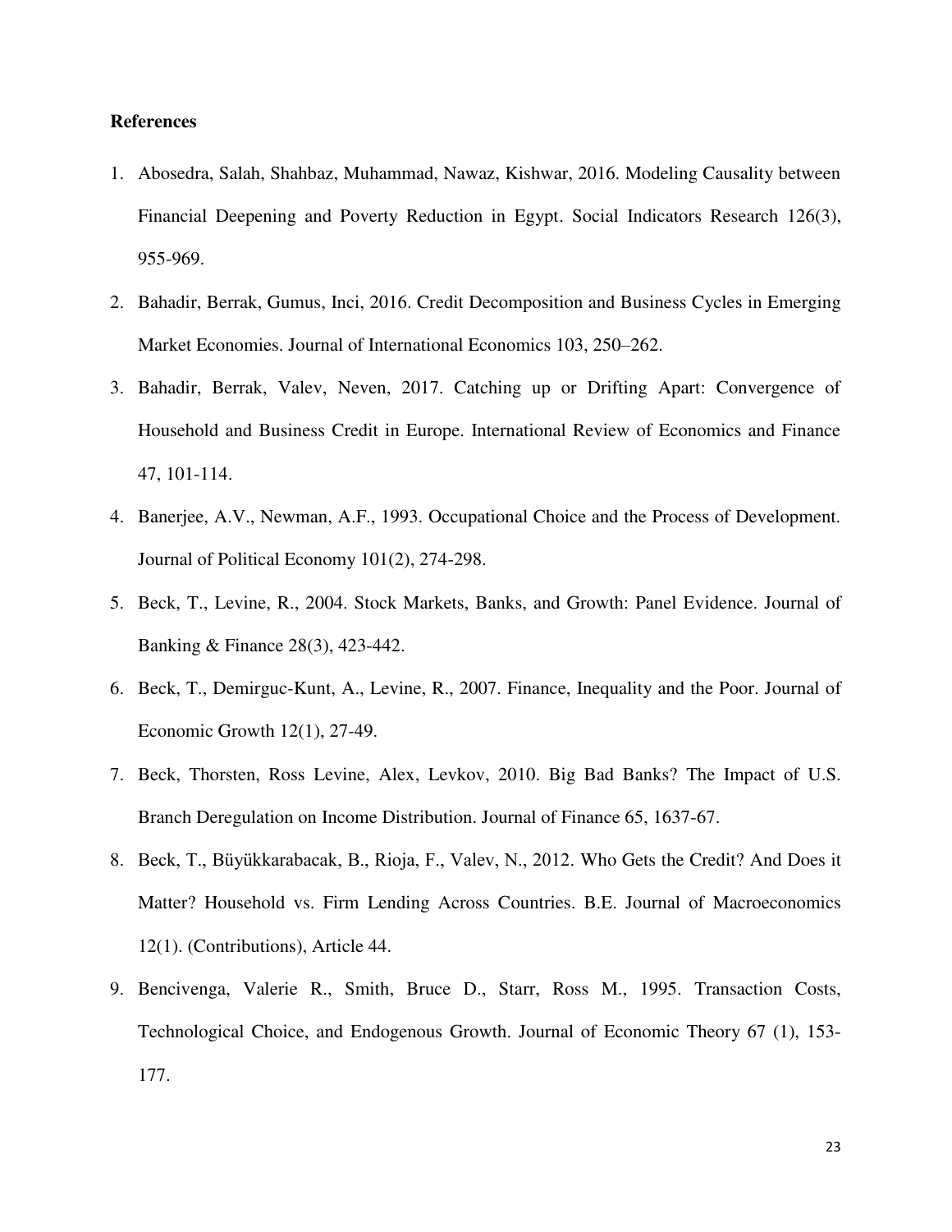**References**

1. Abosedra, Salah, Shahbaz, Muhammad, Nawaz, Kishwar, 2016. Modeling Causality between Financial Deepening and Poverty Reduction in Egypt. Social Indicators Research 126(3), 955-969.
2. Bahadir, Berrak, Gumus, Inci, 2016. Credit Decomposition and Business Cycles in Emerging Market Economies. Journal of International Economics 103, 250–262.
3. Bahadir, Berrak, Valev, Neven, 2017. Catching up or Drifting Apart: Convergence of Household and Business Credit in Europe. International Review of Economics and Finance 47, 101-114.
4. Banerjee, A.V., Newman, A.F., 1993. Occupational Choice and the Process of Development. Journal of Political Economy 101(2), 274-298.
5. Beck, T., Levine, R., 2004. Stock Markets, Banks, and Growth: Panel Evidence. Journal of Banking & Finance 28(3), 423-442.
6. Beck, T., Demirguc-Kunt, A., Levine, R., 2007. Finance, Inequality and the Poor. Journal of Economic Growth 12(1), 27-49.
7. Beck, Thorsten, Ross Levine, Alex, Levkov, 2010. Big Bad Banks? The Impact of U.S. Branch Deregulation on Income Distribution. Journal of Finance 65, 1637-67.
8. Beck, T., Büyükkarabacak, B., Rioja, F., Valev, N., 2012. Who Gets the Credit? And Does it Matter? Household vs. Firm Lending Across Countries. B.E. Journal of Macroeconomics 12(1). (Contributions), Article 44.
9. Bencivenga, Valerie R., Smith, Bruce D., Starr, Ross M., 1995. Transaction Costs, Technological Choice, and Endogenous Growth. Journal of Economic Theory 67 (1), 153-177.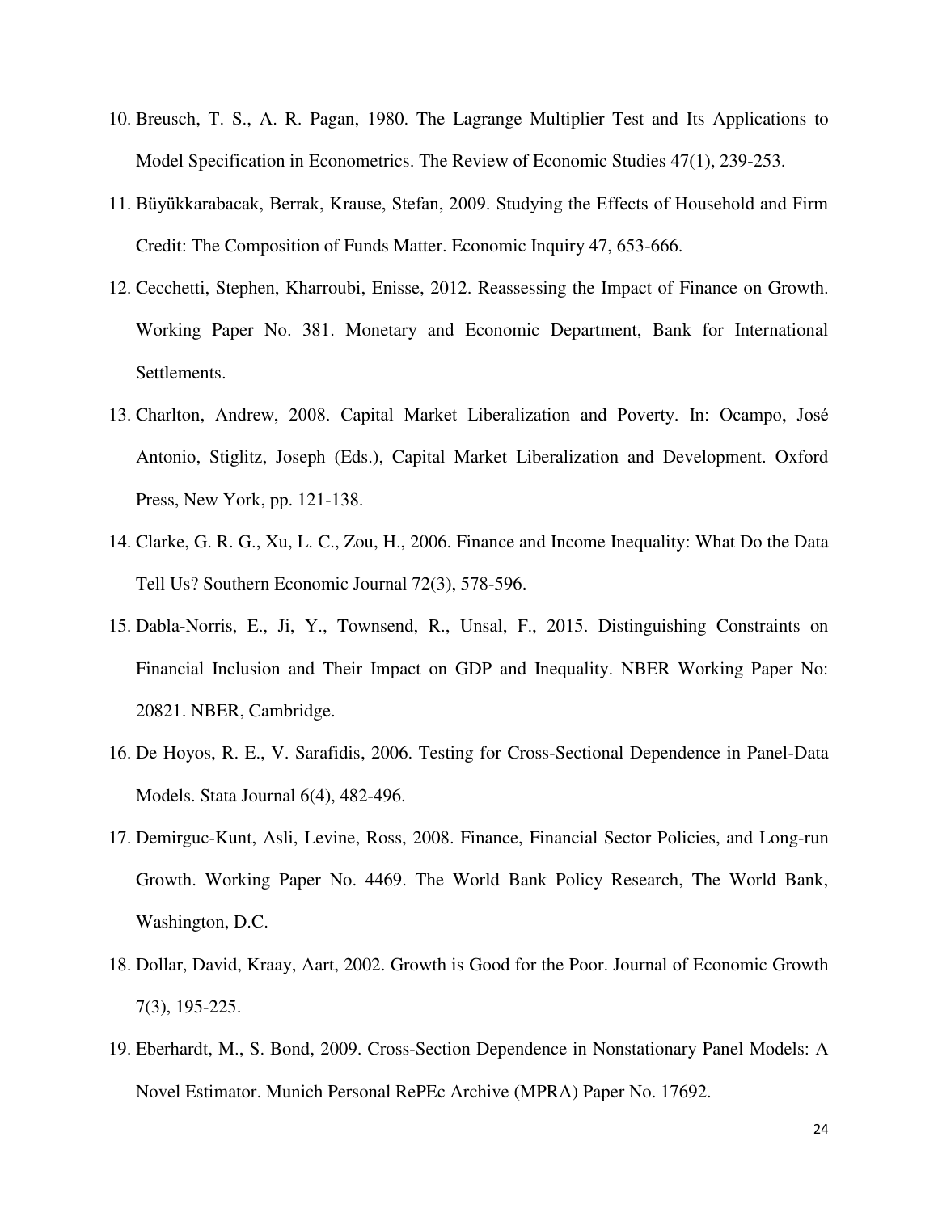10. Breusch, T. S., A. R. Pagan, 1980. The Lagrange Multiplier Test and Its Applications to Model Specification in Econometrics. The Review of Economic Studies 47(1), 239-253.
11. Büyükkarabacak, Berrak, Krause, Stefan, 2009. Studying the Effects of Household and Firm Credit: The Composition of Funds Matter. Economic Inquiry 47, 653-666.
12. Cecchetti, Stephen, Kharroubi, Enisse, 2012. Reassessing the Impact of Finance on Growth. Working Paper No. 381. Monetary and Economic Department, Bank for International Settlements.
13. Charlton, Andrew, 2008. Capital Market Liberalization and Poverty. In: Ocampo, José Antonio, Stiglitz, Joseph (Eds.), Capital Market Liberalization and Development. Oxford Press, New York, pp. 121-138.
14. Clarke, G. R. G., Xu, L. C., Zou, H., 2006. Finance and Income Inequality: What Do the Data Tell Us? Southern Economic Journal 72(3), 578-596.
15. Dabla-Norris, E., Ji, Y., Townsend, R., Unsal, F., 2015. Distinguishing Constraints on Financial Inclusion and Their Impact on GDP and Inequality. NBER Working Paper No: 20821. NBER, Cambridge.
16. De Hoyos, R. E., V. Sarafidis, 2006. Testing for Cross-Sectional Dependence in Panel-Data Models. Stata Journal 6(4), 482-496.
17. Demirguc-Kunt, Asli, Levine, Ross, 2008. Finance, Financial Sector Policies, and Long-run Growth. Working Paper No. 4469. The World Bank Policy Research, The World Bank, Washington, D.C.
18. Dollar, David, Kraay, Aart, 2002. Growth is Good for the Poor. Journal of Economic Growth 7(3), 195-225.
19. Eberhardt, M., S. Bond, 2009. Cross-Section Dependence in Nonstationary Panel Models: A Novel Estimator. Munich Personal RePEc Archive (MPRA) Paper No. 17692.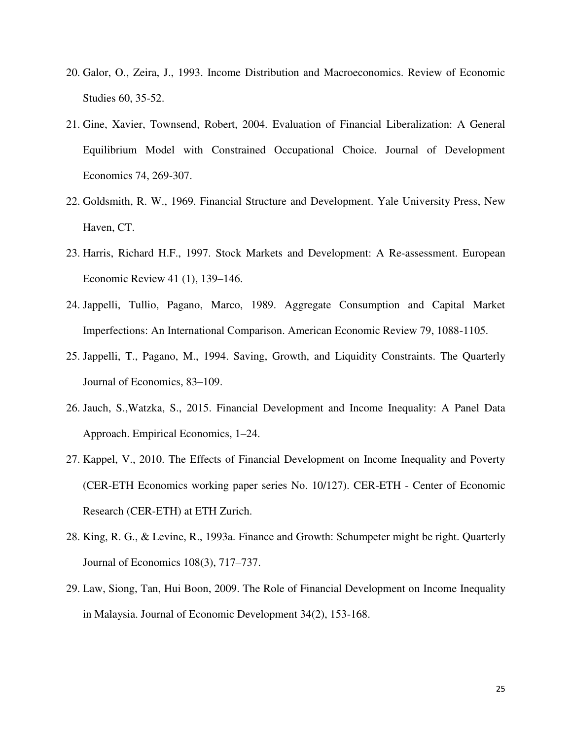20. Galor, O., Zeira, J., 1993. Income Distribution and Macroeconomics. Review of Economic Studies 60, 35-52.
21. Gine, Xavier, Townsend, Robert, 2004. Evaluation of Financial Liberalization: A General Equilibrium Model with Constrained Occupational Choice. Journal of Development Economics 74, 269-307.
22. Goldsmith, R. W., 1969. Financial Structure and Development. Yale University Press, New Haven, CT.
23. Harris, Richard H.F., 1997. Stock Markets and Development: A Re-assessment. European Economic Review 41 (1), 139–146.
24. Jappelli, Tullio, Pagano, Marco, 1989. Aggregate Consumption and Capital Market Imperfections: An International Comparison. American Economic Review 79, 1088-1105.
25. Jappelli, T., Pagano, M., 1994. Saving, Growth, and Liquidity Constraints. The Quarterly Journal of Economics, 83–109.
26. Jauch, S.,Watzka, S., 2015. Financial Development and Income Inequality: A Panel Data Approach. Empirical Economics, 1–24.
27. Kappel, V., 2010. The Effects of Financial Development on Income Inequality and Poverty (CER-ETH Economics working paper series No. 10/127). CER-ETH - Center of Economic Research (CER-ETH) at ETH Zurich.
28. King, R. G., & Levine, R., 1993a. Finance and Growth: Schumpeter might be right. Quarterly Journal of Economics 108(3), 717–737.
29. Law, Siong, Tan, Hui Boon, 2009. The Role of Financial Development on Income Inequality in Malaysia. Journal of Economic Development 34(2), 153-168.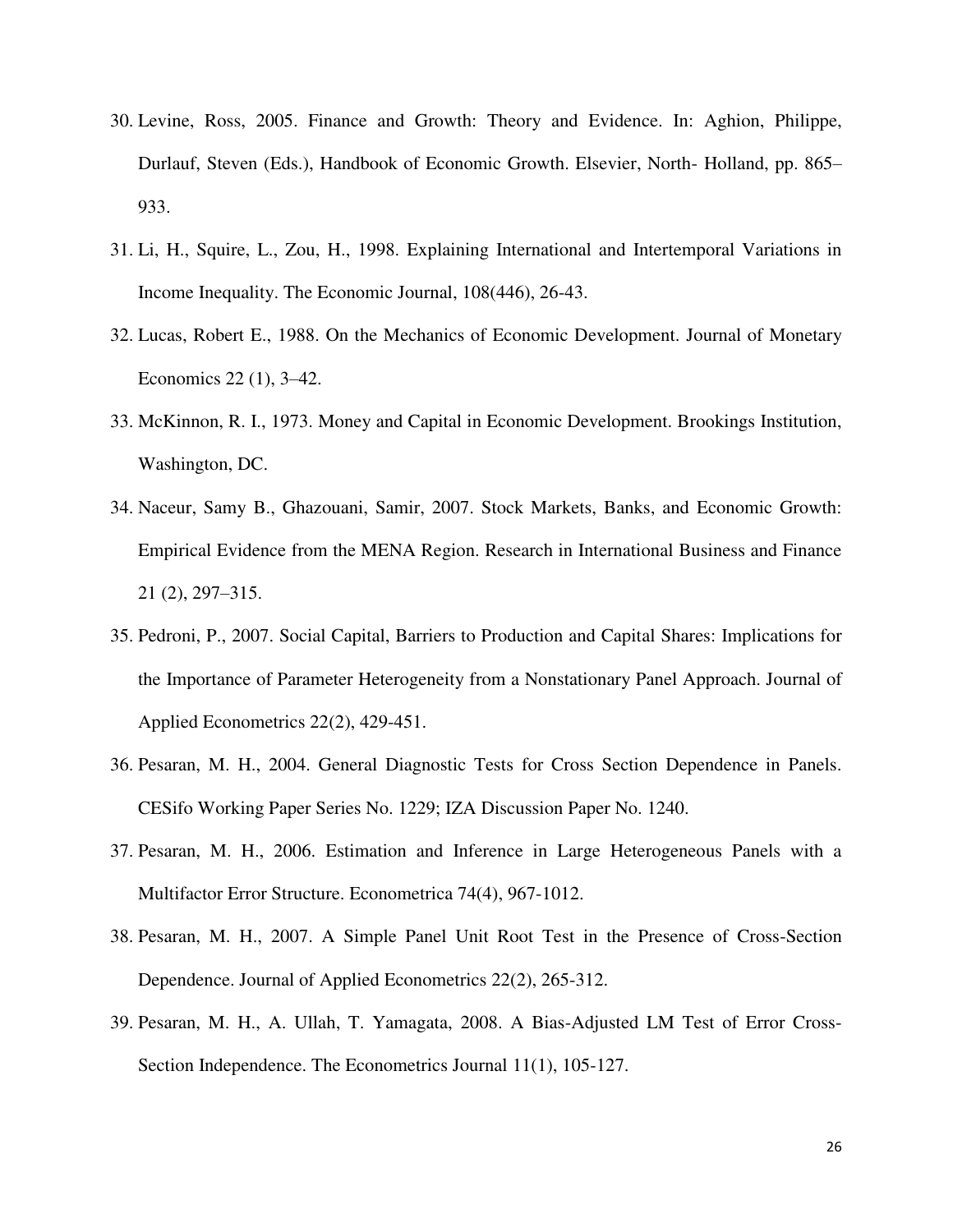30. Levine, Ross, 2005. Finance and Growth: Theory and Evidence. In: Aghion, Philippe, Durlauf, Steven (Eds.), Handbook of Economic Growth. Elsevier, North- Holland, pp. 865–933.
31. Li, H., Squire, L., Zou, H., 1998. Explaining International and Intertemporal Variations in Income Inequality. The Economic Journal, 108(446), 26-43.
32. Lucas, Robert E., 1988. On the Mechanics of Economic Development. Journal of Monetary Economics 22 (1), 3–42.
33. McKinnon, R. I., 1973. Money and Capital in Economic Development. Brookings Institution, Washington, DC.
34. Naceur, Samy B., Ghazouani, Samir, 2007. Stock Markets, Banks, and Economic Growth: Empirical Evidence from the MENA Region. Research in International Business and Finance 21 (2), 297–315.
35. Pedroni, P., 2007. Social Capital, Barriers to Production and Capital Shares: Implications for the Importance of Parameter Heterogeneity from a Nonstationary Panel Approach. Journal of Applied Econometrics 22(2), 429-451.
36. Pesaran, M. H., 2004. General Diagnostic Tests for Cross Section Dependence in Panels. CESifo Working Paper Series No. 1229; IZA Discussion Paper No. 1240.
37. Pesaran, M. H., 2006. Estimation and Inference in Large Heterogeneous Panels with a Multifactor Error Structure. Econometrica 74(4), 967-1012.
38. Pesaran, M. H., 2007. A Simple Panel Unit Root Test in the Presence of Cross-Section Dependence. Journal of Applied Econometrics 22(2), 265-312.
39. Pesaran, M. H., A. Ullah, T. Yamagata, 2008. A Bias-Adjusted LM Test of Error Cross-Section Independence. The Econometrics Journal 11(1), 105-127.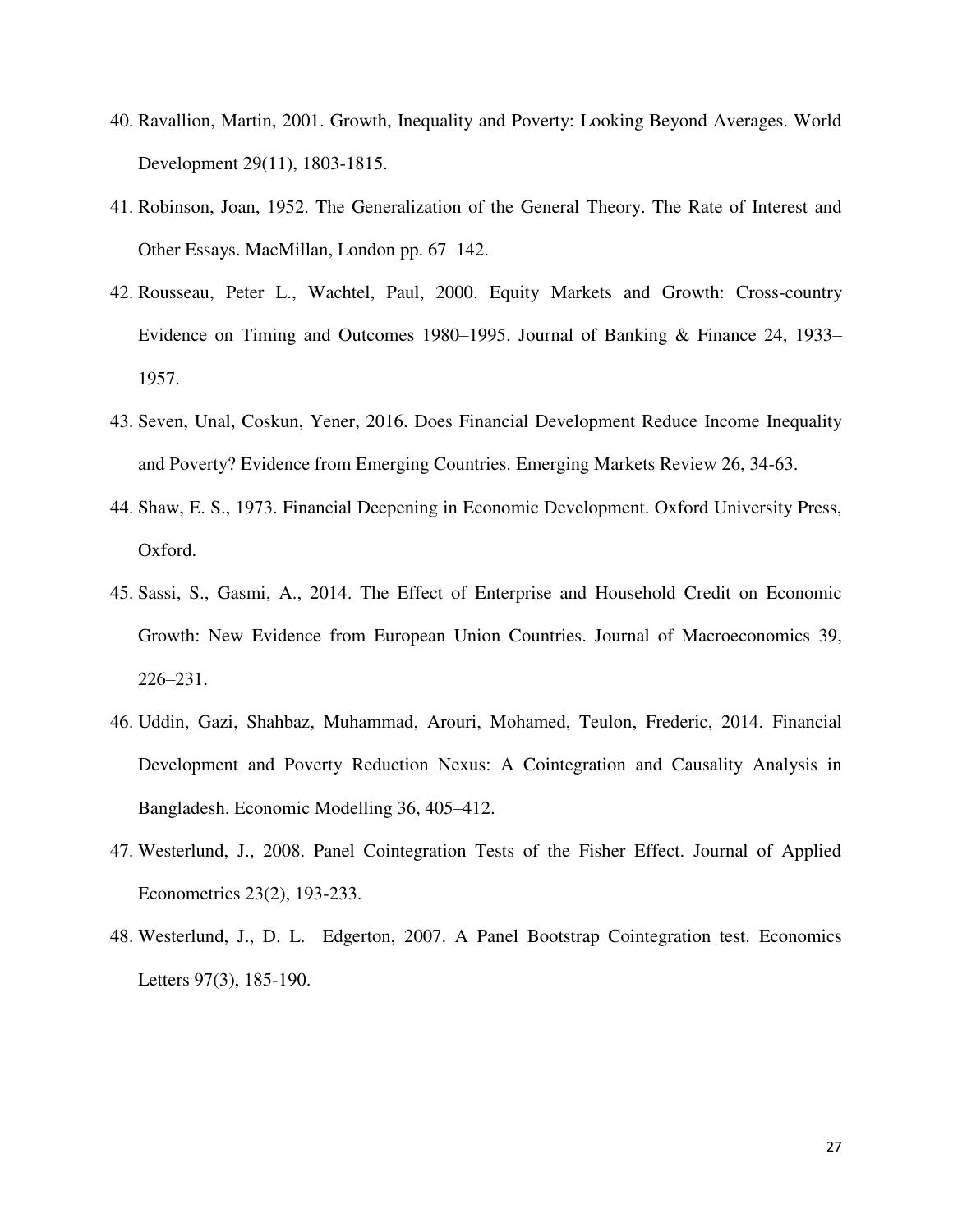40. Ravallion, Martin, 2001. Growth, Inequality and Poverty: Looking Beyond Averages. World Development 29(11), 1803-1815.
41. Robinson, Joan, 1952. The Generalization of the General Theory. The Rate of Interest and Other Essays. MacMillan, London pp. 67–142.
42. Rousseau, Peter L., Wachtel, Paul, 2000. Equity Markets and Growth: Cross-country Evidence on Timing and Outcomes 1980–1995. Journal of Banking & Finance 24, 1933–1957.
43. Seven, Unal, Coskun, Yener, 2016. Does Financial Development Reduce Income Inequality and Poverty? Evidence from Emerging Countries. Emerging Markets Review 26, 34-63.
44. Shaw, E. S., 1973. Financial Deepening in Economic Development. Oxford University Press, Oxford.
45. Sassi, S., Gasmi, A., 2014. The Effect of Enterprise and Household Credit on Economic Growth: New Evidence from European Union Countries. Journal of Macroeconomics 39, 226–231.
46. Uddin, Gazi, Shahbaz, Muhammad, Arouri, Mohamed, Teulon, Frederic, 2014. Financial Development and Poverty Reduction Nexus: A Cointegration and Causality Analysis in Bangladesh. Economic Modelling 36, 405–412.
47. Westerlund, J., 2008. Panel Cointegration Tests of the Fisher Effect. Journal of Applied Econometrics 23(2), 193-233.
48. Westerlund, J., D. L. Edgerton, 2007. A Panel Bootstrap Cointegration test. Economics Letters 97(3), 185-190.